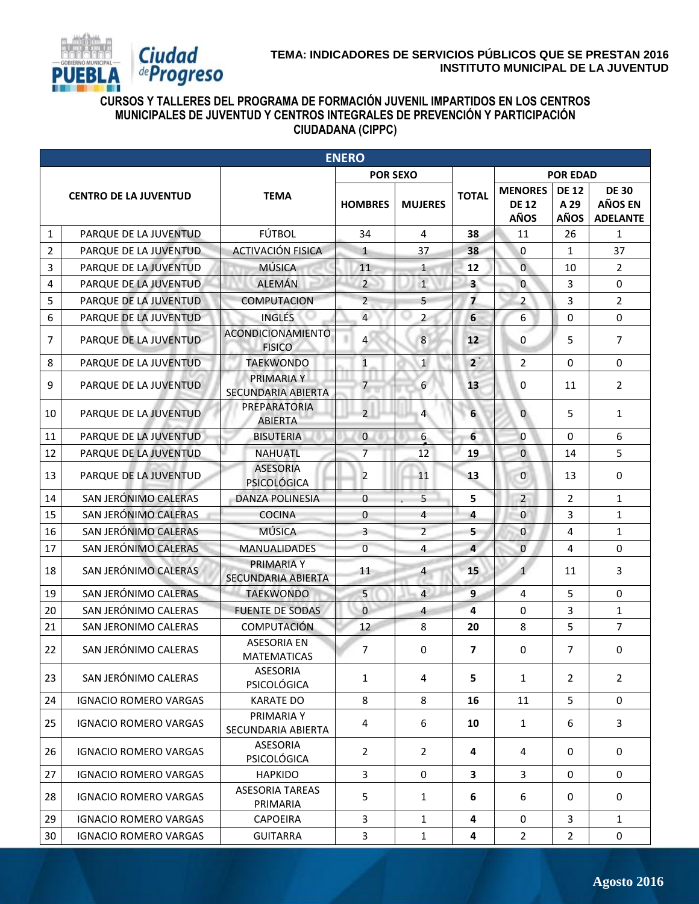**TEMA: INDICADORES DE SERVICIOS PÚBLICOS QUE SE PRESTAN 2016**
**INSTITUTO MUNICIPAL DE LA JUVENTUD**

## CURSOS Y TALLERES DEL PROGRAMA DE FORMACIÓN JUVENIL IMPARTIDOS EN LOS CENTROS MUNICIPALES DE JUVENTUD Y CENTROS INTEGRALES DE PREVENCIÓN Y PARTICIPACIÓN CIUDADANA (CIPPC)

| ENERO | | | | | | | | |
|---|---|---|---|---|---|---|---|---|
| | CENTRO DE LA JUVENTUD | TEMA | POR SEXO | | TOTAL | POR EDAD | | |
| | | | HOMBRES | MUJERES | | MENORES DE 12 AÑOS | DE 12 A 29 AÑOS | DE 30 AÑOS EN ADELANTE |
| 1 | PARQUE DE LA JUVENTUD | FÚTBOL | 34 | 4 | **38** | 11 | 26 | 1 |
| 2 | PARQUE DE LA JUVENTUD | ACTIVACIÓN FISICA | 1 | 37 | **38** | 0 | 1 | 37 |
| 3 | PARQUE DE LA JUVENTUD | MÚSICA | 11 | 1 | **12** | 0 | 10 | 2 |
| 4 | PARQUE DE LA JUVENTUD | ALEMÁN | 2 | 1 | **3** | 0 | 3 | 0 |
| 5 | PARQUE DE LA JUVENTUD | COMPUTACION | 2 | 5 | **7** | 2 | 3 | 2 |
| 6 | PARQUE DE LA JUVENTUD | INGLÉS | 4 | 2 | **6** | 6 | 0 | 0 |
| 7 | PARQUE DE LA JUVENTUD | ACONDICIONAMIENTO FISICO | 4 | 8 | **12** | 0 | 5 | 7 |
| 8 | PARQUE DE LA JUVENTUD | TAEKWONDO | 1 | 1 | **2** | 2 | 0 | 0 |
| 9 | PARQUE DE LA JUVENTUD | PRIMARIA Y SECUNDARIA ABIERTA | 7 | 6 | **13** | 0 | 11 | 2 |
| 10 | PARQUE DE LA JUVENTUD | PREPARATORIA ABIERTA | 2 | 4 | **6** | 0 | 5 | 1 |
| 11 | PARQUE DE LA JUVENTUD | BISUTERIA | 0 | 6 | **6** | 0 | 0 | 6 |
| 12 | PARQUE DE LA JUVENTUD | NAHUATL | 7 | 12 | **19** | 0 | 14 | 5 |
| 13 | PARQUE DE LA JUVENTUD | ASESORIA PSICOLÓGICA | 2 | 11 | **13** | 0 | 13 | 0 |
| 14 | SAN JERÓNIMO CALERAS | DANZA POLINESIA | 0 | 5 | **5** | 2 | 2 | 1 |
| 15 | SAN JERÓNIMO CALERAS | COCINA | 0 | 4 | **4** | 0 | 3 | 1 |
| 16 | SAN JERÓNIMO CALERAS | MÚSICA | 3 | 2 | **5** | 0 | 4 | 1 |
| 17 | SAN JERÓNIMO CALERAS | MANUALIDADES | 0 | 4 | **4** | 0 | 4 | 0 |
| 18 | SAN JERÓNIMO CALERAS | PRIMARIA Y SECUNDARIA ABIERTA | 11 | 4 | **15** | 1 | 11 | 3 |
| 19 | SAN JERÓNIMO CALERAS | TAEKWONDO | 5 | 4 | **9** | 4 | 5 | 0 |
| 20 | SAN JERÓNIMO CALERAS | FUENTE DE SODAS | 0 | 4 | **4** | 0 | 3 | 1 |
| 21 | SAN JERONIMO CALERAS | COMPUTACIÓN | 12 | 8 | **20** | 8 | 5 | 7 |
| 22 | SAN JERÓNIMO CALERAS | ASESORIA EN MATEMATICAS | 7 | 0 | **7** | 0 | 7 | 0 |
| 23 | SAN JERÓNIMO CALERAS | ASESORIA PSICOLÓGICA | 1 | 4 | **5** | 1 | 2 | 2 |
| 24 | IGNACIO ROMERO VARGAS | KARATE DO | 8 | 8 | **16** | 11 | 5 | 0 |
| 25 | IGNACIO ROMERO VARGAS | PRIMARIA Y SECUNDARIA ABIERTA | 4 | 6 | **10** | 1 | 6 | 3 |
| 26 | IGNACIO ROMERO VARGAS | ASESORIA PSICOLÓGICA | 2 | 2 | **4** | 4 | 0 | 0 |
| 27 | IGNACIO ROMERO VARGAS | HAPKIDO | 3 | 0 | **3** | 3 | 0 | 0 |
| 28 | IGNACIO ROMERO VARGAS | ASESORIA TAREAS PRIMARIA | 5 | 1 | **6** | 6 | 0 | 0 |
| 29 | IGNACIO ROMERO VARGAS | CAPOEIRA | 3 | 1 | **4** | 0 | 3 | 1 |
| 30 | IGNACIO ROMERO VARGAS | GUITARRA | 3 | 1 | **4** | 2 | 2 | 0 |

Agosto 2016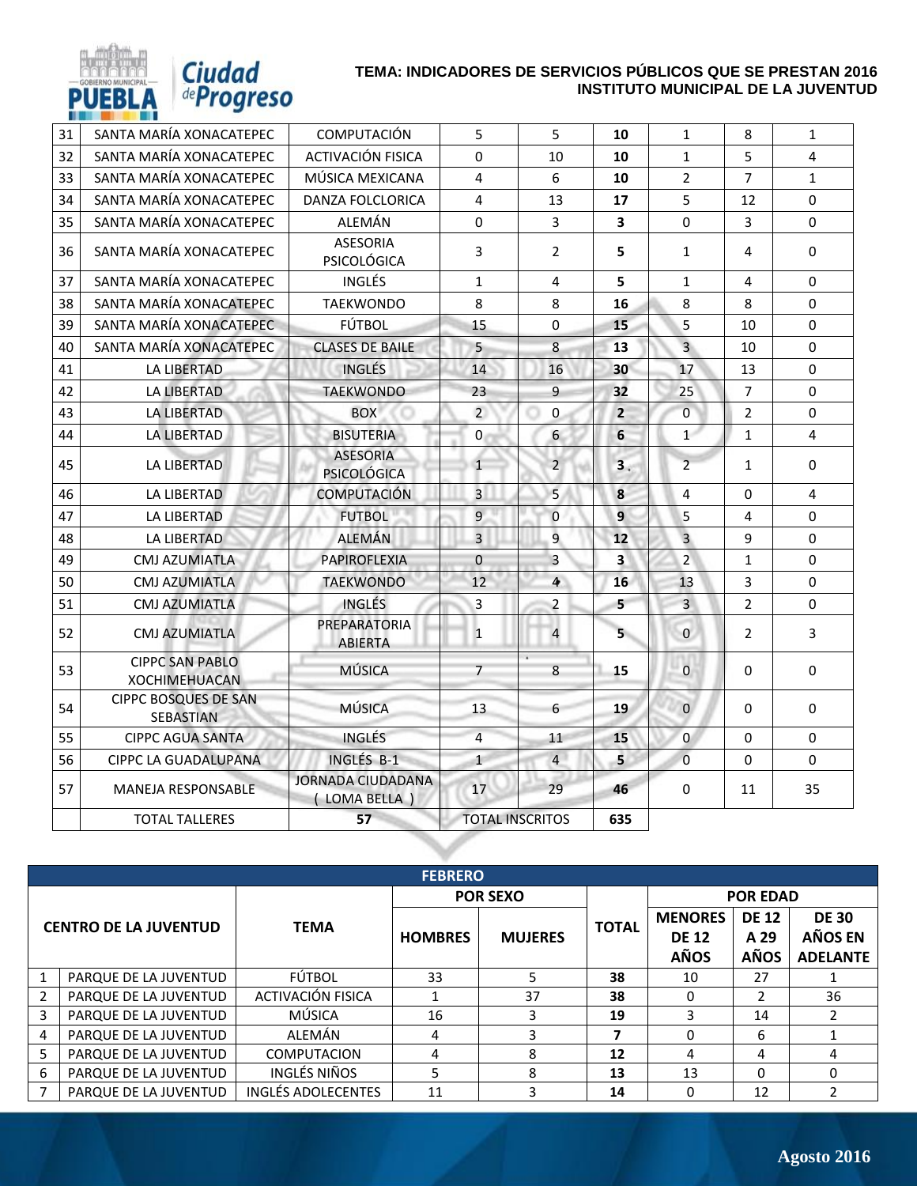**TEMA: INDICADORES DE SERVICIOS PÚBLICOS QUE SE PRESTAN 2016**
**INSTITUTO MUNICIPAL DE LA JUVENTUD**

| | | | | | | | | |
|---|---|---|---|---|---|---|---|---|
| 31 | SANTA MARÍA XONACATEPEC | COMPUTACIÓN | 5 | 5 | **10** | 1 | 8 | 1 |
| 32 | SANTA MARÍA XONACATEPEC | ACTIVACIÓN FISICA | 0 | 10 | **10** | 1 | 5 | 4 |
| 33 | SANTA MARÍA XONACATEPEC | MÚSICA MEXICANA | 4 | 6 | **10** | 2 | 7 | 1 |
| 34 | SANTA MARÍA XONACATEPEC | DANZA FOLCLORICA | 4 | 13 | **17** | 5 | 12 | 0 |
| 35 | SANTA MARÍA XONACATEPEC | ALEMÁN | 0 | 3 | **3** | 0 | 3 | 0 |
| 36 | SANTA MARÍA XONACATEPEC | ASESORIA PSICOLÓGICA | 3 | 2 | **5** | 1 | 4 | 0 |
| 37 | SANTA MARÍA XONACATEPEC | INGLÉS | 1 | 4 | **5** | 1 | 4 | 0 |
| 38 | SANTA MARÍA XONACATEPEC | TAEKWONDO | 8 | 8 | **16** | 8 | 8 | 0 |
| 39 | SANTA MARÍA XONACATEPEC | FÚTBOL | 15 | 0 | **15** | 5 | 10 | 0 |
| 40 | SANTA MARÍA XONACATEPEC | CLASES DE BAILE | 5 | 8 | **13** | 3 | 10 | 0 |
| 41 | LA LIBERTAD | INGLÉS | 14 | 16 | **30** | 17 | 13 | 0 |
| 42 | LA LIBERTAD | TAEKWONDO | 23 | 9 | **32** | 25 | 7 | 0 |
| 43 | LA LIBERTAD | BOX | 2 | 0 | **2** | 0 | 2 | 0 |
| 44 | LA LIBERTAD | BISUTERIA | 0 | 6 | **6** | 1 | 1 | 4 |
| 45 | LA LIBERTAD | ASESORIA PSICOLÓGICA | 1 | 2 | **3** | 2 | 1 | 0 |
| 46 | LA LIBERTAD | COMPUTACIÓN | 3 | 5 | **8** | 4 | 0 | 4 |
| 47 | LA LIBERTAD | FUTBOL | 9 | 0 | **9** | 5 | 4 | 0 |
| 48 | LA LIBERTAD | ALEMÁN | 3 | 9 | **12** | 3 | 9 | 0 |
| 49 | CMJ AZUMIATLA | PAPIROFLEXIA | 0 | 3 | **3** | 2 | 1 | 0 |
| 50 | CMJ AZUMIATLA | TAEKWONDO | 12 | 4 | **16** | 13 | 3 | 0 |
| 51 | CMJ AZUMIATLA | INGLÉS | 3 | 2 | **5** | 3 | 2 | 0 |
| 52 | CMJ AZUMIATLA | PREPARATORIA ABIERTA | 1 | 4 | **5** | 0 | 2 | 3 |
| 53 | CIPPC SAN PABLO XOCHIMEHUACAN | MÚSICA | 7 | 8 | **15** | 0 | 0 | 0 |
| 54 | CIPPC BOSQUES DE SAN SEBASTIAN | MÚSICA | 13 | 6 | **19** | 0 | 0 | 0 |
| 55 | CIPPC AGUA SANTA | INGLÉS | 4 | 11 | **15** | 0 | 0 | 0 |
| 56 | CIPPC LA GUADALUPANA | INGLÉS B-1 | 1 | 4 | **5** | 0 | 0 | 0 |
| 57 | MANEJA RESPONSABLE | JORNADA CIUDADANA ( LOMA BELLA ) | 17 | 29 | **46** | 0 | 11 | 35 |
| | TOTAL TALLERES | **57** | TOTAL INSCRITOS | | **635** | | | |

| FEBRERO | | | | | | | | |
|---|---|---|---|---|---|---|---|---|
| **CENTRO DE LA JUVENTUD** | | **TEMA** | **POR SEXO** | | **TOTAL** | **POR EDAD** | | |
| | | | **HOMBRES** | **MUJERES** | | **MENORES DE 12 AÑOS** | **DE 12 A 29 AÑOS** | **DE 30 AÑOS EN ADELANTE** |
| 1 | PARQUE DE LA JUVENTUD | FÚTBOL | 33 | 5 | **38** | 10 | 27 | 1 |
| 2 | PARQUE DE LA JUVENTUD | ACTIVACIÓN FISICA | 1 | 37 | **38** | 0 | 2 | 36 |
| 3 | PARQUE DE LA JUVENTUD | MÚSICA | 16 | 3 | **19** | 3 | 14 | 2 |
| 4 | PARQUE DE LA JUVENTUD | ALEMÁN | 4 | 3 | **7** | 0 | 6 | 1 |
| 5 | PARQUE DE LA JUVENTUD | COMPUTACION | 4 | 8 | **12** | 4 | 4 | 4 |
| 6 | PARQUE DE LA JUVENTUD | INGLÉS NIÑOS | 5 | 8 | **13** | 13 | 0 | 0 |
| 7 | PARQUE DE LA JUVENTUD | INGLÉS ADOLECENTES | 11 | 3 | **14** | 0 | 12 | 2 |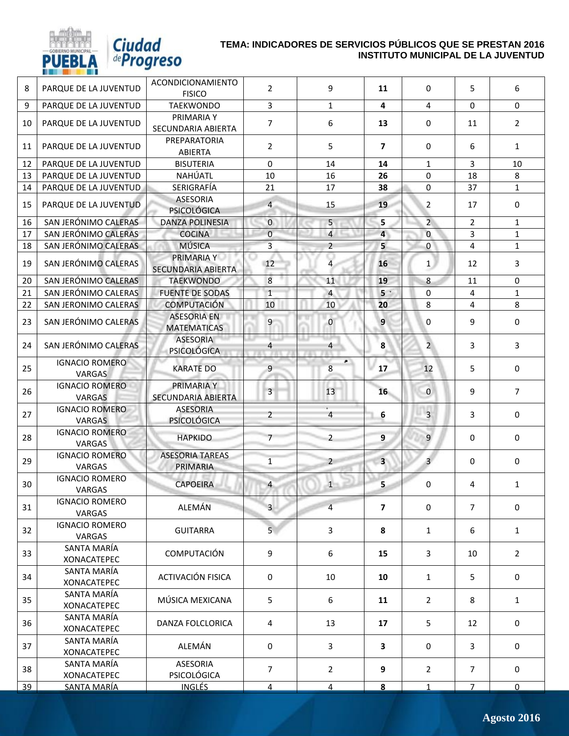**TEMA: INDICADORES DE SERVICIOS PÚBLICOS QUE SE PRESTAN 2016**
**INSTITUTO MUNICIPAL DE LA JUVENTUD**

| | | | | | | | | |
|---|---|---|---|---|---|---|---|---|
| 8 | PARQUE DE LA JUVENTUD | ACONDICIONAMIENTO FISICO | 2 | 9 | **11** | 0 | 5 | 6 |
| 9 | PARQUE DE LA JUVENTUD | TAEKWONDO | 3 | 1 | **4** | 4 | 0 | 0 |
| 10 | PARQUE DE LA JUVENTUD | PRIMARIA Y SECUNDARIA ABIERTA | 7 | 6 | **13** | 0 | 11 | 2 |
| 11 | PARQUE DE LA JUVENTUD | PREPARATORIA ABIERTA | 2 | 5 | **7** | 0 | 6 | 1 |
| 12 | PARQUE DE LA JUVENTUD | BISUTERIA | 0 | 14 | **14** | 1 | 3 | 10 |
| 13 | PARQUE DE LA JUVENTUD | NAHÚATL | 10 | 16 | **26** | 0 | 18 | 8 |
| 14 | PARQUE DE LA JUVENTUD | SERIGRAFÍA | 21 | 17 | **38** | 0 | 37 | 1 |
| 15 | PARQUE DE LA JUVENTUD | ASESORIA PSICOLÓGICA | 4 | 15 | **19** | 2 | 17 | 0 |
| 16 | SAN JERÓNIMO CALERAS | DANZA POLINESIA | 0 | 5 | **5** | 2 | 2 | 1 |
| 17 | SAN JERÓNIMO CALERAS | COCINA | 0 | 4 | **4** | 0 | 3 | 1 |
| 18 | SAN JERÓNIMO CALERAS | MÚSICA | 3 | 2 | **5** | 0 | 4 | 1 |
| 19 | SAN JERÓNIMO CALERAS | PRIMARIA Y SECUNDARIA ABIERTA | 12 | 4 | **16** | 1 | 12 | 3 |
| 20 | SAN JERÓNIMO CALERAS | TAEKWONDO | 8 | 11 | **19** | 8 | 11 | 0 |
| 21 | SAN JERÓNIMO CALERAS | FUENTE DE SODAS | 1 | 4 | **5** | 0 | 4 | 1 |
| 22 | SAN JERONIMO CALERAS | COMPUTACIÓN | 10 | 10 | **20** | 8 | 4 | 8 |
| 23 | SAN JERÓNIMO CALERAS | ASESORIA EN MATEMATICAS | 9 | 0 | **9** | 0 | 9 | 0 |
| 24 | SAN JERÓNIMO CALERAS | ASESORIA PSICOLÓGICA | 4 | 4 | **8** | 2 | 3 | 3 |
| 25 | IGNACIO ROMERO VARGAS | KARATE DO | 9 | 8 | **17** | 12 | 5 | 0 |
| 26 | IGNACIO ROMERO VARGAS | PRIMARIA Y SECUNDARIA ABIERTA | 3 | 13 | **16** | 0 | 9 | 7 |
| 27 | IGNACIO ROMERO VARGAS | ASESORIA PSICOLÓGICA | 2 | 4 | **6** | 3 | 3 | 0 |
| 28 | IGNACIO ROMERO VARGAS | HAPKIDO | 7 | 2 | **9** | 9 | 0 | 0 |
| 29 | IGNACIO ROMERO VARGAS | ASESORIA TAREAS PRIMARIA | 1 | 2 | **3** | 3 | 0 | 0 |
| 30 | IGNACIO ROMERO VARGAS | CAPOEIRA | 4 | 1 | **5** | 0 | 4 | 1 |
| 31 | IGNACIO ROMERO VARGAS | ALEMÁN | 3 | 4 | **7** | 0 | 7 | 0 |
| 32 | IGNACIO ROMERO VARGAS | GUITARRA | 5 | 3 | **8** | 1 | 6 | 1 |
| 33 | SANTA MARÍA XONACATEPEC | COMPUTACIÓN | 9 | 6 | **15** | 3 | 10 | 2 |
| 34 | SANTA MARÍA XONACATEPEC | ACTIVACIÓN FISICA | 0 | 10 | **10** | 1 | 5 | 0 |
| 35 | SANTA MARÍA XONACATEPEC | MÚSICA MEXICANA | 5 | 6 | **11** | 2 | 8 | 1 |
| 36 | SANTA MARÍA XONACATEPEC | DANZA FOLCLORICA | 4 | 13 | **17** | 5 | 12 | 0 |
| 37 | SANTA MARÍA XONACATEPEC | ALEMÁN | 0 | 3 | **3** | 0 | 3 | 0 |
| 38 | SANTA MARÍA XONACATEPEC | ASESORIA PSICOLÓGICA | 7 | 2 | **9** | 2 | 7 | 0 |
| 39 | SANTA MARÍA | INGLÉS | 4 | 4 | **8** | 1 | 7 | 0 |

Agosto 2016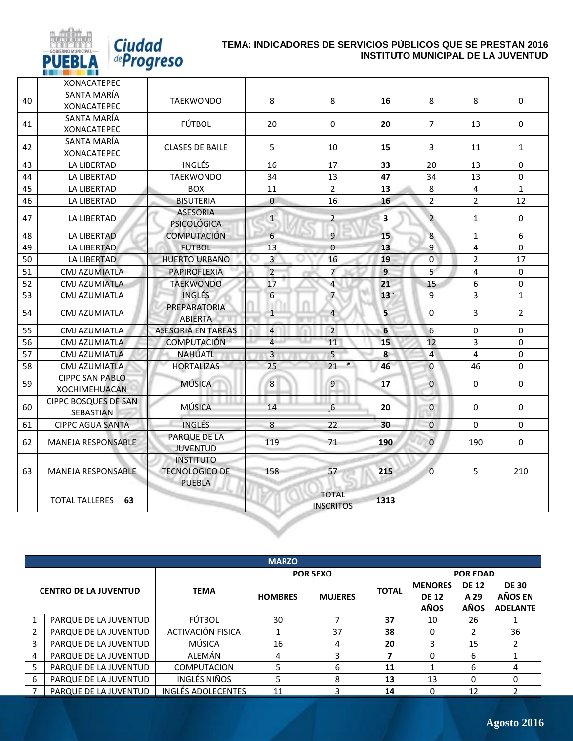**TEMA: INDICADORES DE SERVICIOS PÚBLICOS QUE SE PRESTAN 2016**
**INSTITUTO MUNICIPAL DE LA JUVENTUD**

| | | | | | | | | |
|---|---|---|---|---|---|---|---|---|
| | XONACATEPEC | | | | | | | |
| 40 | SANTA MARÍA XONACATEPEC | TAEKWONDO | 8 | 8 | **16** | 8 | 8 | 0 |
| 41 | SANTA MARÍA XONACATEPEC | FÚTBOL | 20 | 0 | **20** | 7 | 13 | 0 |
| 42 | SANTA MARÍA XONACATEPEC | CLASES DE BAILE | 5 | 10 | **15** | 3 | 11 | 1 |
| 43 | LA LIBERTAD | INGLÉS | 16 | 17 | **33** | 20 | 13 | 0 |
| 44 | LA LIBERTAD | TAEKWONDO | 34 | 13 | **47** | 34 | 13 | 0 |
| 45 | LA LIBERTAD | BOX | 11 | 2 | **13** | 8 | 4 | 1 |
| 46 | LA LIBERTAD | BISUTERIA | 0 | 16 | **16** | 2 | 2 | 12 |
| 47 | LA LIBERTAD | ASESORIA PSICOLÓGICA | 1 | 2 | **3** | 2 | 1 | 0 |
| 48 | LA LIBERTAD | COMPUTACIÓN | 6 | 9 | **15** | 8 | 1 | 6 |
| 49 | LA LIBERTAD | FUTBOL | 13 | 0 | **13** | 9 | 4 | 0 |
| 50 | LA LIBERTAD | HUERTO URBANO | 3 | 16 | **19** | 0 | 2 | 17 |
| 51 | CMJ AZUMIATLA | PAPIROFLEXIA | 2 | 7 | **9** | 5 | 4 | 0 |
| 52 | CMJ AZUMIATLA | TAEKWONDO | 17 | 4 | **21** | 15 | 6 | 0 |
| 53 | CMJ AZUMIATLA | INGLÉS | 6 | 7 | **13** | 9 | 3 | 1 |
| 54 | CMJ AZUMIATLA | PREPARATORIA ABIERTA | 1 | 4 | **5** | 0 | 3 | 2 |
| 55 | CMJ AZUMIATLA | ASESORIA EN TAREAS | 4 | 2 | **6** | 6 | 0 | 0 |
| 56 | CMJ AZUMIATLA | COMPUTACIÓN | 4 | 11 | **15** | 12 | 3 | 0 |
| 57 | CMJ AZUMIATLA | NAHÚATL | 3 | 5 | **8** | 4 | 4 | 0 |
| 58 | CMJ AZUMIATLA | HORTALIZAS | 25 | 21 | **46** | 0 | 46 | 0 |
| 59 | CIPPC SAN PABLO XOCHIMEHUACAN | MÚSICA | 8 | 9 | **17** | 0 | 0 | 0 |
| 60 | CIPPC BOSQUES DE SAN SEBASTIAN | MÚSICA | 14 | 6 | **20** | 0 | 0 | 0 |
| 61 | CIPPC AGUA SANTA | INGLÉS | 8 | 22 | **30** | 0 | 0 | 0 |
| 62 | MANEJA RESPONSABLE | PARQUE DE LA JUVENTUD | 119 | 71 | **190** | 0 | 190 | 0 |
| 63 | MANEJA RESPONSABLE | INSTITUTO TECNOLOGICO DE PUEBLA | 158 | 57 | **215** | 0 | 5 | 210 |
| | TOTAL TALLERES **63** | | | TOTAL INSCRITOS | **1313** | | | |

| **MARZO** | | | | | | | | |
|---|---|---|---|---|---|---|---|---|
| **CENTRO DE LA JUVENTUD** | | **TEMA** | **POR SEXO** | | **TOTAL** | **POR EDAD** | | |
| | | | **HOMBRES** | **MUJERES** | | **MENORES DE 12 AÑOS** | **DE 12 A 29 AÑOS** | **DE 30 AÑOS EN ADELANTE** |
| 1 | PARQUE DE LA JUVENTUD | FÚTBOL | 30 | 7 | **37** | 10 | 26 | 1 |
| 2 | PARQUE DE LA JUVENTUD | ACTIVACIÓN FISICA | 1 | 37 | **38** | 0 | 2 | 36 |
| 3 | PARQUE DE LA JUVENTUD | MÚSICA | 16 | 4 | **20** | 3 | 15 | 2 |
| 4 | PARQUE DE LA JUVENTUD | ALEMÁN | 4 | 3 | **7** | 0 | 6 | 1 |
| 5 | PARQUE DE LA JUVENTUD | COMPUTACION | 5 | 6 | **11** | 1 | 6 | 4 |
| 6 | PARQUE DE LA JUVENTUD | INGLÉS NIÑOS | 5 | 8 | **13** | 13 | 0 | 0 |
| 7 | PARQUE DE LA JUVENTUD | INGLÉS ADOLECENTES | 11 | 3 | **14** | 0 | 12 | 2 |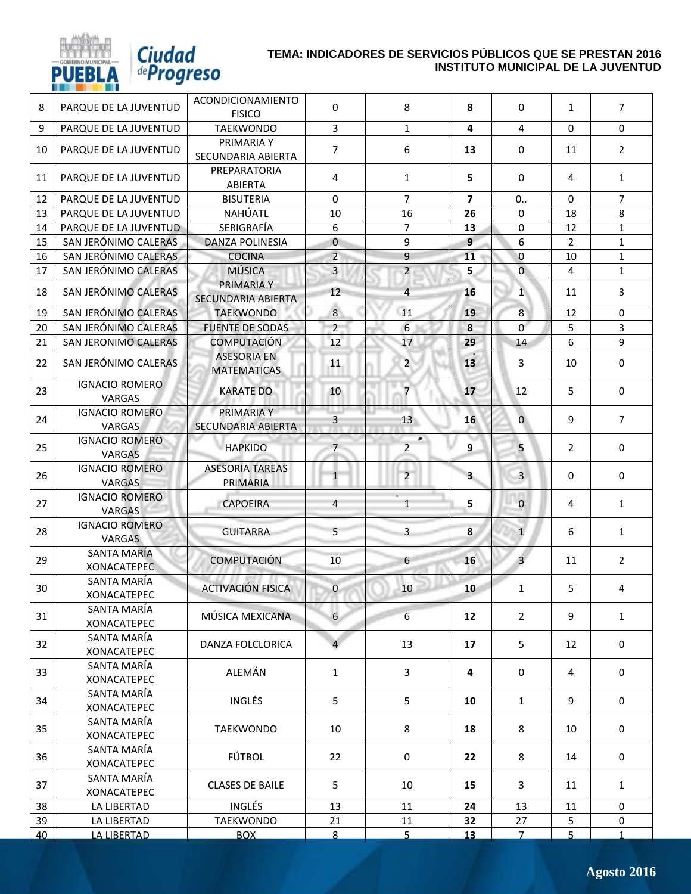**TEMA: INDICADORES DE SERVICIOS PÚBLICOS QUE SE PRESTAN 2016**
**INSTITUTO MUNICIPAL DE LA JUVENTUD**

| | | | | | | | | |
|---|---|---|---|---|---|---|---|---|
| 8 | PARQUE DE LA JUVENTUD | ACONDICIONAMIENTO FISICO | 0 | 8 | **8** | 0 | 1 | 7 |
| 9 | PARQUE DE LA JUVENTUD | TAEKWONDO | 3 | 1 | **4** | 4 | 0 | 0 |
| 10 | PARQUE DE LA JUVENTUD | PRIMARIA Y SECUNDARIA ABIERTA | 7 | 6 | **13** | 0 | 11 | 2 |
| 11 | PARQUE DE LA JUVENTUD | PREPARATORIA ABIERTA | 4 | 1 | **5** | 0 | 4 | 1 |
| 12 | PARQUE DE LA JUVENTUD | BISUTERIA | 0 | 7 | **7** | 0.. | 0 | 7 |
| 13 | PARQUE DE LA JUVENTUD | NAHÚATL | 10 | 16 | **26** | 0 | 18 | 8 |
| 14 | PARQUE DE LA JUVENTUD | SERIGRAFÍA | 6 | 7 | **13** | 0 | 12 | 1 |
| 15 | SAN JERÓNIMO CALERAS | DANZA POLINESIA | 0 | 9 | **9** | 6 | 2 | 1 |
| 16 | SAN JERÓNIMO CALERAS | COCINA | 2 | 9 | **11** | 0 | 10 | 1 |
| 17 | SAN JERÓNIMO CALERAS | MÚSICA | 3 | 2 | **5** | 0 | 4 | 1 |
| 18 | SAN JERÓNIMO CALERAS | PRIMARIA Y SECUNDARIA ABIERTA | 12 | 4 | **16** | 1 | 11 | 3 |
| 19 | SAN JERÓNIMO CALERAS | TAEKWONDO | 8 | 11 | **19** | 8 | 12 | 0 |
| 20 | SAN JERÓNIMO CALERAS | FUENTE DE SODAS | 2 | 6 | **8** | 0 | 5 | 3 |
| 21 | SAN JERONIMO CALERAS | COMPUTACIÓN | 12 | 17 | **29** | 14 | 6 | 9 |
| 22 | SAN JERÓNIMO CALERAS | ASESORIA EN MATEMATICAS | 11 | 2 | **13** | 3 | 10 | 0 |
| 23 | IGNACIO ROMERO VARGAS | KARATE DO | 10 | 7 | **17** | 12 | 5 | 0 |
| 24 | IGNACIO ROMERO VARGAS | PRIMARIA Y SECUNDARIA ABIERTA | 3 | 13 | **16** | 0 | 9 | 7 |
| 25 | IGNACIO ROMERO VARGAS | HAPKIDO | 7 | 2 | **9** | 5 | 2 | 0 |
| 26 | IGNACIO ROMERO VARGAS | ASESORIA TAREAS PRIMARIA | 1 | 2 | **3** | 3 | 0 | 0 |
| 27 | IGNACIO ROMERO VARGAS | CAPOEIRA | 4 | 1 | **5** | 0 | 4 | 1 |
| 28 | IGNACIO ROMERO VARGAS | GUITARRA | 5 | 3 | **8** | 1 | 6 | 1 |
| 29 | SANTA MARÍA XONACATEPEC | COMPUTACIÓN | 10 | 6 | **16** | 3 | 11 | 2 |
| 30 | SANTA MARÍA XONACATEPEC | ACTIVACIÓN FISICA | 0 | 10 | **10** | 1 | 5 | 4 |
| 31 | SANTA MARÍA XONACATEPEC | MÚSICA MEXICANA | 6 | 6 | **12** | 2 | 9 | 1 |
| 32 | SANTA MARÍA XONACATEPEC | DANZA FOLCLORICA | 4 | 13 | **17** | 5 | 12 | 0 |
| 33 | SANTA MARÍA XONACATEPEC | ALEMÁN | 1 | 3 | **4** | 0 | 4 | 0 |
| 34 | SANTA MARÍA XONACATEPEC | INGLÉS | 5 | 5 | **10** | 1 | 9 | 0 |
| 35 | SANTA MARÍA XONACATEPEC | TAEKWONDO | 10 | 8 | **18** | 8 | 10 | 0 |
| 36 | SANTA MARÍA XONACATEPEC | FÚTBOL | 22 | 0 | **22** | 8 | 14 | 0 |
| 37 | SANTA MARÍA XONACATEPEC | CLASES DE BAILE | 5 | 10 | **15** | 3 | 11 | 1 |
| 38 | LA LIBERTAD | INGLÉS | 13 | 11 | **24** | 13 | 11 | 0 |
| 39 | LA LIBERTAD | TAEKWONDO | 21 | 11 | **32** | 27 | 5 | 0 |
| 40 | LA LIBERTAD | BOX | 8 | 5 | **13** | 7 | 5 | 1 |

Agosto 2016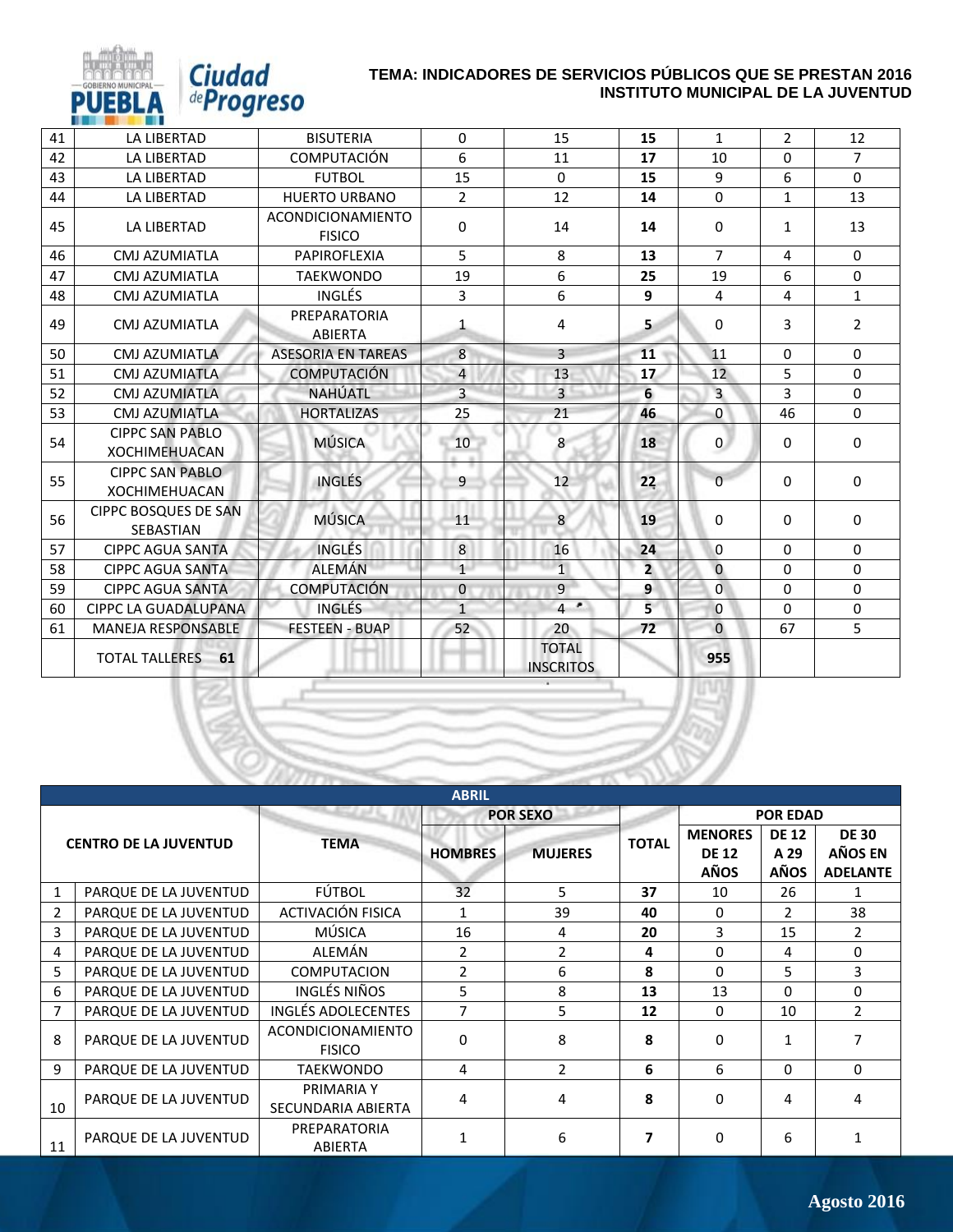**TEMA: INDICADORES DE SERVICIOS PÚBLICOS QUE SE PRESTAN 2016**
**INSTITUTO MUNICIPAL DE LA JUVENTUD**

| | | | | | | | | |
|---|---|---|---|---|---|---|---|---|
| 41 | LA LIBERTAD | BISUTERIA | 0 | 15 | **15** | 1 | 2 | 12 |
| 42 | LA LIBERTAD | COMPUTACIÓN | 6 | 11 | **17** | 10 | 0 | 7 |
| 43 | LA LIBERTAD | FUTBOL | 15 | 0 | **15** | 9 | 6 | 0 |
| 44 | LA LIBERTAD | HUERTO URBANO | 2 | 12 | **14** | 0 | 1 | 13 |
| 45 | LA LIBERTAD | ACONDICIONAMIENTO FISICO | 0 | 14 | **14** | 0 | 1 | 13 |
| 46 | CMJ AZUMIATLA | PAPIROFLEXIA | 5 | 8 | **13** | 7 | 4 | 0 |
| 47 | CMJ AZUMIATLA | TAEKWONDO | 19 | 6 | **25** | 19 | 6 | 0 |
| 48 | CMJ AZUMIATLA | INGLÉS | 3 | 6 | **9** | 4 | 4 | 1 |
| 49 | CMJ AZUMIATLA | PREPARATORIA ABIERTA | 1 | 4 | **5** | 0 | 3 | 2 |
| 50 | CMJ AZUMIATLA | ASESORIA EN TAREAS | 8 | 3 | **11** | 11 | 0 | 0 |
| 51 | CMJ AZUMIATLA | COMPUTACIÓN | 4 | 13 | **17** | 12 | 5 | 0 |
| 52 | CMJ AZUMIATLA | NAHÚATL | 3 | 3 | **6** | 3 | 3 | 0 |
| 53 | CMJ AZUMIATLA | HORTALIZAS | 25 | 21 | **46** | 0 | 46 | 0 |
| 54 | CIPPC SAN PABLO XOCHIMEHUACAN | MÚSICA | 10 | 8 | **18** | 0 | 0 | 0 |
| 55 | CIPPC SAN PABLO XOCHIMEHUACAN | INGLÉS | 9 | 12 | **22** | 0 | 0 | 0 |
| 56 | CIPPC BOSQUES DE SAN SEBASTIAN | MÚSICA | 11 | 8 | **19** | 0 | 0 | 0 |
| 57 | CIPPC AGUA SANTA | INGLÉS | 8 | 16 | **24** | 0 | 0 | 0 |
| 58 | CIPPC AGUA SANTA | ALEMÁN | 1 | 1 | **2** | 0 | 0 | 0 |
| 59 | CIPPC AGUA SANTA | COMPUTACIÓN | 0 | 9 | **9** | 0 | 0 | 0 |
| 60 | CIPPC LA GUADALUPANA | INGLÉS | 1 | 4 | **5** | 0 | 0 | 0 |
| 61 | MANEJA RESPONSABLE | FESTEEN - BUAP | 52 | 20 | **72** | 0 | 67 | 5 |
| | TOTAL TALLERES **61** | | | TOTAL INSCRITOS | | **955** | | |

| ABRIL | | | | | | | | |
|---|---|---|---|---|---|---|---|---|
| **CENTRO DE LA JUVENTUD** | | **TEMA** | **POR SEXO** | | **TOTAL** | **POR EDAD** | | |
| | | | **HOMBRES** | **MUJERES** | | **MENORES DE 12 AÑOS** | **DE 12 A 29 AÑOS** | **DE 30 AÑOS EN ADELANTE** |
| 1 | PARQUE DE LA JUVENTUD | FÚTBOL | 32 | 5 | **37** | 10 | 26 | 1 |
| 2 | PARQUE DE LA JUVENTUD | ACTIVACIÓN FISICA | 1 | 39 | **40** | 0 | 2 | 38 |
| 3 | PARQUE DE LA JUVENTUD | MÚSICA | 16 | 4 | **20** | 3 | 15 | 2 |
| 4 | PARQUE DE LA JUVENTUD | ALEMÁN | 2 | 2 | **4** | 0 | 4 | 0 |
| 5 | PARQUE DE LA JUVENTUD | COMPUTACION | 2 | 6 | **8** | 0 | 5 | 3 |
| 6 | PARQUE DE LA JUVENTUD | INGLÉS NIÑOS | 5 | 8 | **13** | 13 | 0 | 0 |
| 7 | PARQUE DE LA JUVENTUD | INGLÉS ADOLECENTES | 7 | 5 | **12** | 0 | 10 | 2 |
| 8 | PARQUE DE LA JUVENTUD | ACONDICIONAMIENTO FISICO | 0 | 8 | **8** | 0 | 1 | 7 |
| 9 | PARQUE DE LA JUVENTUD | TAEKWONDO | 4 | 2 | **6** | 6 | 0 | 0 |
| 10 | PARQUE DE LA JUVENTUD | PRIMARIA Y SECUNDARIA ABIERTA | 4 | 4 | **8** | 0 | 4 | 4 |
| 11 | PARQUE DE LA JUVENTUD | PREPARATORIA ABIERTA | 1 | 6 | **7** | 0 | 6 | 1 |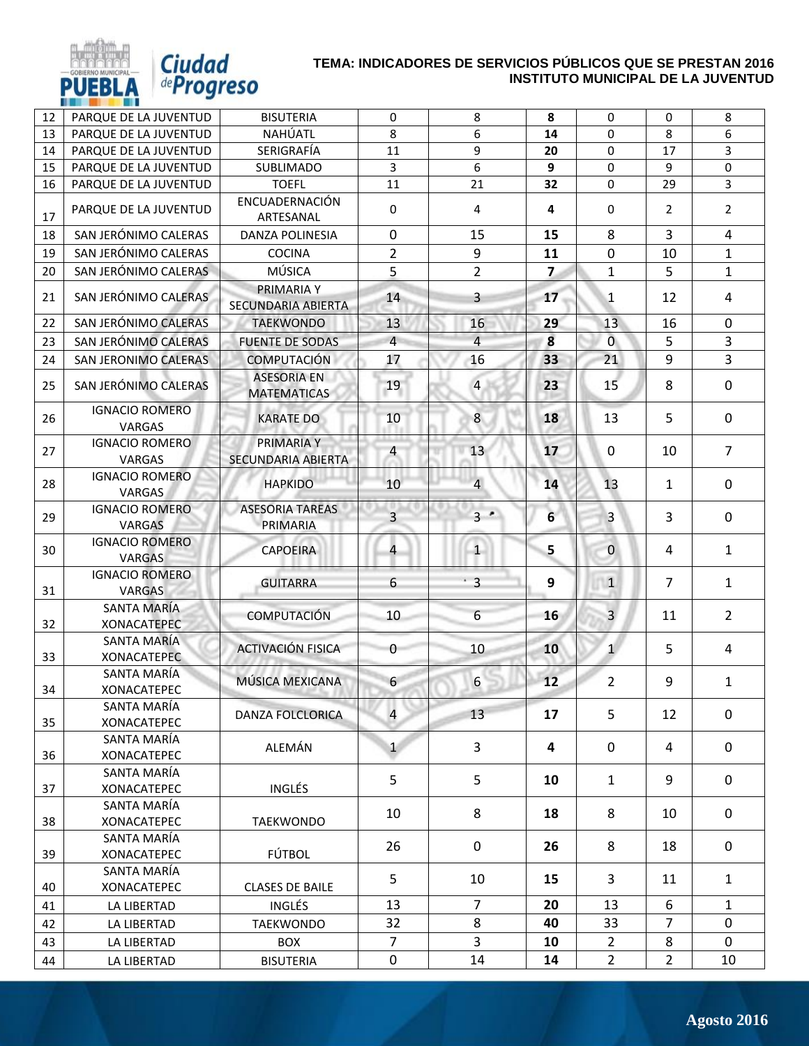**TEMA: INDICADORES DE SERVICIOS PÚBLICOS QUE SE PRESTAN 2016**
**INSTITUTO MUNICIPAL DE LA JUVENTUD**

| | | | | | | | | |
|---|---|---|---|---|---|---|---|---|
| 12 | PARQUE DE LA JUVENTUD | BISUTERIA | 0 | 8 | **8** | 0 | 0 | 8 |
| 13 | PARQUE DE LA JUVENTUD | NAHÚATL | 8 | 6 | **14** | 0 | 8 | 6 |
| 14 | PARQUE DE LA JUVENTUD | SERIGRAFÍA | 11 | 9 | **20** | 0 | 17 | 3 |
| 15 | PARQUE DE LA JUVENTUD | SUBLIMADO | 3 | 6 | **9** | 0 | 9 | 0 |
| 16 | PARQUE DE LA JUVENTUD | TOEFL | 11 | 21 | **32** | 0 | 29 | 3 |
| 17 | PARQUE DE LA JUVENTUD | ENCUADERNACIÓN ARTESANAL | 0 | 4 | **4** | 0 | 2 | 2 |
| 18 | SAN JERÓNIMO CALERAS | DANZA POLINESIA | 0 | 15 | **15** | 8 | 3 | 4 |
| 19 | SAN JERÓNIMO CALERAS | COCINA | 2 | 9 | **11** | 0 | 10 | 1 |
| 20 | SAN JERÓNIMO CALERAS | MÚSICA | 5 | 2 | **7** | 1 | 5 | 1 |
| 21 | SAN JERÓNIMO CALERAS | PRIMARIA Y SECUNDARIA ABIERTA | 14 | 3 | **17** | 1 | 12 | 4 |
| 22 | SAN JERÓNIMO CALERAS | TAEKWONDO | 13 | 16 | **29** | 13 | 16 | 0 |
| 23 | SAN JERÓNIMO CALERAS | FUENTE DE SODAS | 4 | 4 | **8** | 0 | 5 | 3 |
| 24 | SAN JERONIMO CALERAS | COMPUTACIÓN | 17 | 16 | **33** | 21 | 9 | 3 |
| 25 | SAN JERÓNIMO CALERAS | ASESORIA EN MATEMATICAS | 19 | 4 | **23** | 15 | 8 | 0 |
| 26 | IGNACIO ROMERO VARGAS | KARATE DO | 10 | 8 | **18** | 13 | 5 | 0 |
| 27 | IGNACIO ROMERO VARGAS | PRIMARIA Y SECUNDARIA ABIERTA | 4 | 13 | **17** | 0 | 10 | 7 |
| 28 | IGNACIO ROMERO VARGAS | HAPKIDO | 10 | 4 | **14** | 13 | 1 | 0 |
| 29 | IGNACIO ROMERO VARGAS | ASESORIA TAREAS PRIMARIA | 3 | 3 | **6** | 3 | 3 | 0 |
| 30 | IGNACIO ROMERO VARGAS | CAPOEIRA | 4 | 1 | **5** | 0 | 4 | 1 |
| 31 | IGNACIO ROMERO VARGAS | GUITARRA | 6 | 3 | **9** | 1 | 7 | 1 |
| 32 | SANTA MARÍA XONACATEPEC | COMPUTACIÓN | 10 | 6 | **16** | 3 | 11 | 2 |
| 33 | SANTA MARÍA XONACATEPEC | ACTIVACIÓN FISICA | 0 | 10 | **10** | 1 | 5 | 4 |
| 34 | SANTA MARÍA XONACATEPEC | MÚSICA MEXICANA | 6 | 6 | **12** | 2 | 9 | 1 |
| 35 | SANTA MARÍA XONACATEPEC | DANZA FOLCLORICA | 4 | 13 | **17** | 5 | 12 | 0 |
| 36 | SANTA MARÍA XONACATEPEC | ALEMÁN | 1 | 3 | **4** | 0 | 4 | 0 |
| 37 | SANTA MARÍA XONACATEPEC | INGLÉS | 5 | 5 | **10** | 1 | 9 | 0 |
| 38 | SANTA MARÍA XONACATEPEC | TAEKWONDO | 10 | 8 | **18** | 8 | 10 | 0 |
| 39 | SANTA MARÍA XONACATEPEC | FÚTBOL | 26 | 0 | **26** | 8 | 18 | 0 |
| 40 | SANTA MARÍA XONACATEPEC | CLASES DE BAILE | 5 | 10 | **15** | 3 | 11 | 1 |
| 41 | LA LIBERTAD | INGLÉS | 13 | 7 | **20** | 13 | 6 | 1 |
| 42 | LA LIBERTAD | TAEKWONDO | 32 | 8 | **40** | 33 | 7 | 0 |
| 43 | LA LIBERTAD | BOX | 7 | 3 | **10** | 2 | 8 | 0 |
| 44 | LA LIBERTAD | BISUTERIA | 0 | 14 | **14** | 2 | 2 | 10 |

Agosto 2016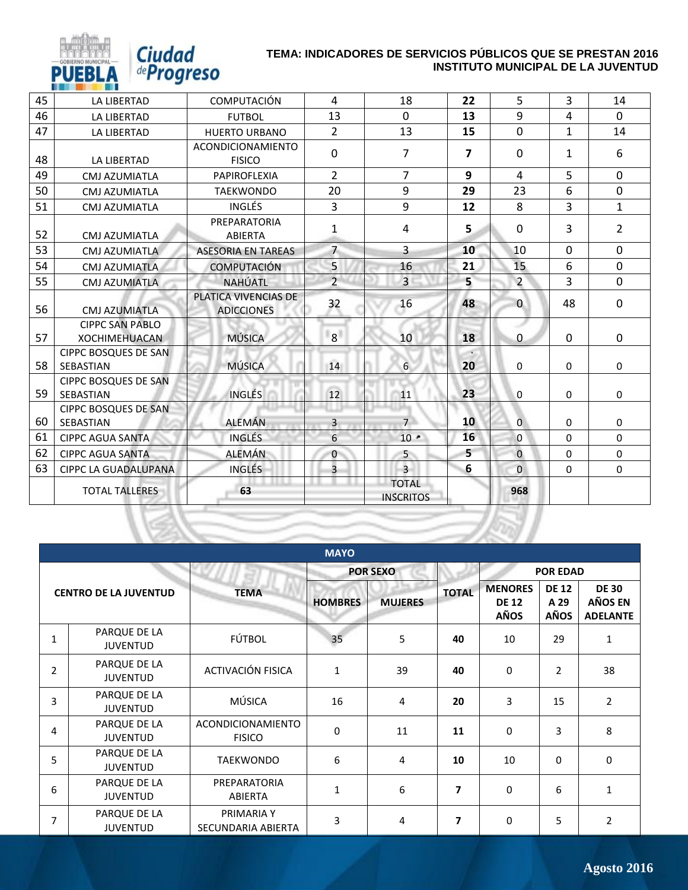**TEMA: INDICADORES DE SERVICIOS PÚBLICOS QUE SE PRESTAN 2016**
**INSTITUTO MUNICIPAL DE LA JUVENTUD**

| | | | | | | | | |
|---|---|---|---|---|---|---|---|---|
| 45 | LA LIBERTAD | COMPUTACIÓN | 4 | 18 | **22** | 5 | 3 | 14 |
| 46 | LA LIBERTAD | FUTBOL | 13 | 0 | **13** | 9 | 4 | 0 |
| 47 | LA LIBERTAD | HUERTO URBANO | 2 | 13 | **15** | 0 | 1 | 14 |
| 48 | LA LIBERTAD | ACONDICIONAMIENTO FISICO | 0 | 7 | **7** | 0 | 1 | 6 |
| 49 | CMJ AZUMIATLA | PAPIROFLEXIA | 2 | 7 | **9** | 4 | 5 | 0 |
| 50 | CMJ AZUMIATLA | TAEKWONDO | 20 | 9 | **29** | 23 | 6 | 0 |
| 51 | CMJ AZUMIATLA | INGLÉS | 3 | 9 | **12** | 8 | 3 | 1 |
| 52 | CMJ AZUMIATLA | PREPARATORIA ABIERTA | 1 | 4 | **5** | 0 | 3 | 2 |
| 53 | CMJ AZUMIATLA | ASESORIA EN TAREAS | 7 | 3 | **10** | 10 | 0 | 0 |
| 54 | CMJ AZUMIATLA | COMPUTACIÓN | 5 | 16 | **21** | 15 | 6 | 0 |
| 55 | CMJ AZUMIATLA | NAHÚATL | 2 | 3 | **5** | 2 | 3 | 0 |
| 56 | CMJ AZUMIATLA | PLATICA VIVENCIAS DE ADICCIONES | 32 | 16 | **48** | 0 | 48 | 0 |
| 57 | CIPPC SAN PABLO XOCHIMEHUACAN | MÚSICA | 8 | 10 | **18** | 0 | 0 | 0 |
| 58 | CIPPC BOSQUES DE SAN SEBASTIAN | MÚSICA | 14 | 6 | **20** | 0 | 0 | 0 |
| 59 | CIPPC BOSQUES DE SAN SEBASTIAN | INGLÉS | 12 | 11 | **23** | 0 | 0 | 0 |
| 60 | CIPPC BOSQUES DE SAN SEBASTIAN | ALEMÁN | 3 | 7 | **10** | 0 | 0 | 0 |
| 61 | CIPPC AGUA SANTA | INGLÉS | 6 | 10 | **16** | 0 | 0 | 0 |
| 62 | CIPPC AGUA SANTA | ALEMÁN | 0 | 5 | **5** | 0 | 0 | 0 |
| 63 | CIPPC LA GUADALUPANA | INGLÉS | 3 | 3 | **6** | 0 | 0 | 0 |
| | TOTAL TALLERES | **63** | | TOTAL INSCRITOS | | **968** | | |

| **MAYO** | | | | | | | | |
|---|---|---|---|---|---|---|---|---|
| **CENTRO DE LA JUVENTUD** | | **TEMA** | **POR SEXO** | | **TOTAL** | **POR EDAD** | | |
| | | | **HOMBRES** | **MUJERES** | | **MENORES DE 12 AÑOS** | **DE 12 A 29 AÑOS** | **DE 30 AÑOS EN ADELANTE** |
| 1 | PARQUE DE LA JUVENTUD | FÚTBOL | 35 | 5 | **40** | 10 | 29 | 1 |
| 2 | PARQUE DE LA JUVENTUD | ACTIVACIÓN FISICA | 1 | 39 | **40** | 0 | 2 | 38 |
| 3 | PARQUE DE LA JUVENTUD | MÚSICA | 16 | 4 | **20** | 3 | 15 | 2 |
| 4 | PARQUE DE LA JUVENTUD | ACONDICIONAMIENTO FISICO | 0 | 11 | **11** | 0 | 3 | 8 |
| 5 | PARQUE DE LA JUVENTUD | TAEKWONDO | 6 | 4 | **10** | 10 | 0 | 0 |
| 6 | PARQUE DE LA JUVENTUD | PREPARATORIA ABIERTA | 1 | 6 | **7** | 0 | 6 | 1 |
| 7 | PARQUE DE LA JUVENTUD | PRIMARIA Y SECUNDARIA ABIERTA | 3 | 4 | **7** | 0 | 5 | 2 |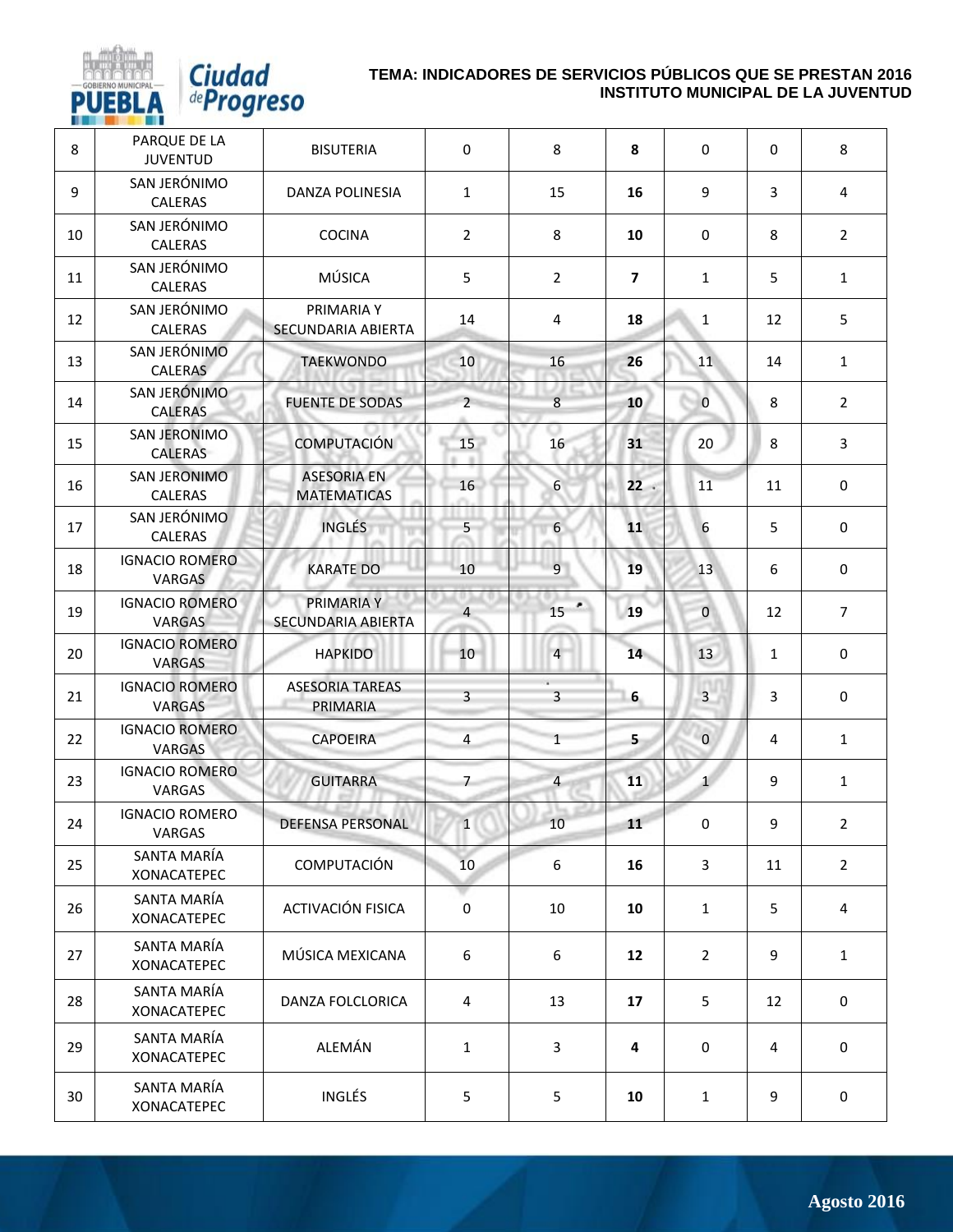**TEMA: INDICADORES DE SERVICIOS PÚBLICOS QUE SE PRESTAN 2016**
**INSTITUTO MUNICIPAL DE LA JUVENTUD**

| | | | | | | | | |
|---|---|---|---|---|---|---|---|---|
| 8 | PARQUE DE LA JUVENTUD | BISUTERIA | 0 | 8 | **8** | 0 | 0 | 8 |
| 9 | SAN JERÓNIMO CALERAS | DANZA POLINESIA | 1 | 15 | **16** | 9 | 3 | 4 |
| 10 | SAN JERÓNIMO CALERAS | COCINA | 2 | 8 | **10** | 0 | 8 | 2 |
| 11 | SAN JERÓNIMO CALERAS | MÚSICA | 5 | 2 | **7** | 1 | 5 | 1 |
| 12 | SAN JERÓNIMO CALERAS | PRIMARIA Y SECUNDARIA ABIERTA | 14 | 4 | **18** | 1 | 12 | 5 |
| 13 | SAN JERÓNIMO CALERAS | TAEKWONDO | 10 | 16 | **26** | 11 | 14 | 1 |
| 14 | SAN JERÓNIMO CALERAS | FUENTE DE SODAS | 2 | 8 | **10** | 0 | 8 | 2 |
| 15 | SAN JERONIMO CALERAS | COMPUTACIÓN | 15 | 16 | **31** | 20 | 8 | 3 |
| 16 | SAN JERONIMO CALERAS | ASESORIA EN MATEMATICAS | 16 | 6 | **22** | 11 | 11 | 0 |
| 17 | SAN JERÓNIMO CALERAS | INGLÉS | 5 | 6 | **11** | 6 | 5 | 0 |
| 18 | IGNACIO ROMERO VARGAS | KARATE DO | 10 | 9 | **19** | 13 | 6 | 0 |
| 19 | IGNACIO ROMERO VARGAS | PRIMARIA Y SECUNDARIA ABIERTA | 4 | 15 | **19** | 0 | 12 | 7 |
| 20 | IGNACIO ROMERO VARGAS | HAPKIDO | 10 | 4 | **14** | 13 | 1 | 0 |
| 21 | IGNACIO ROMERO VARGAS | ASESORIA TAREAS PRIMARIA | 3 | 3 | **6** | 3 | 3 | 0 |
| 22 | IGNACIO ROMERO VARGAS | CAPOEIRA | 4 | 1 | **5** | 0 | 4 | 1 |
| 23 | IGNACIO ROMERO VARGAS | GUITARRA | 7 | 4 | **11** | 1 | 9 | 1 |
| 24 | IGNACIO ROMERO VARGAS | DEFENSA PERSONAL | 1 | 10 | **11** | 0 | 9 | 2 |
| 25 | SANTA MARÍA XONACATEPEC | COMPUTACIÓN | 10 | 6 | **16** | 3 | 11 | 2 |
| 26 | SANTA MARÍA XONACATEPEC | ACTIVACIÓN FISICA | 0 | 10 | **10** | 1 | 5 | 4 |
| 27 | SANTA MARÍA XONACATEPEC | MÚSICA MEXICANA | 6 | 6 | **12** | 2 | 9 | 1 |
| 28 | SANTA MARÍA XONACATEPEC | DANZA FOLCLORICA | 4 | 13 | **17** | 5 | 12 | 0 |
| 29 | SANTA MARÍA XONACATEPEC | ALEMÁN | 1 | 3 | **4** | 0 | 4 | 0 |
| 30 | SANTA MARÍA XONACATEPEC | INGLÉS | 5 | 5 | **10** | 1 | 9 | 0 |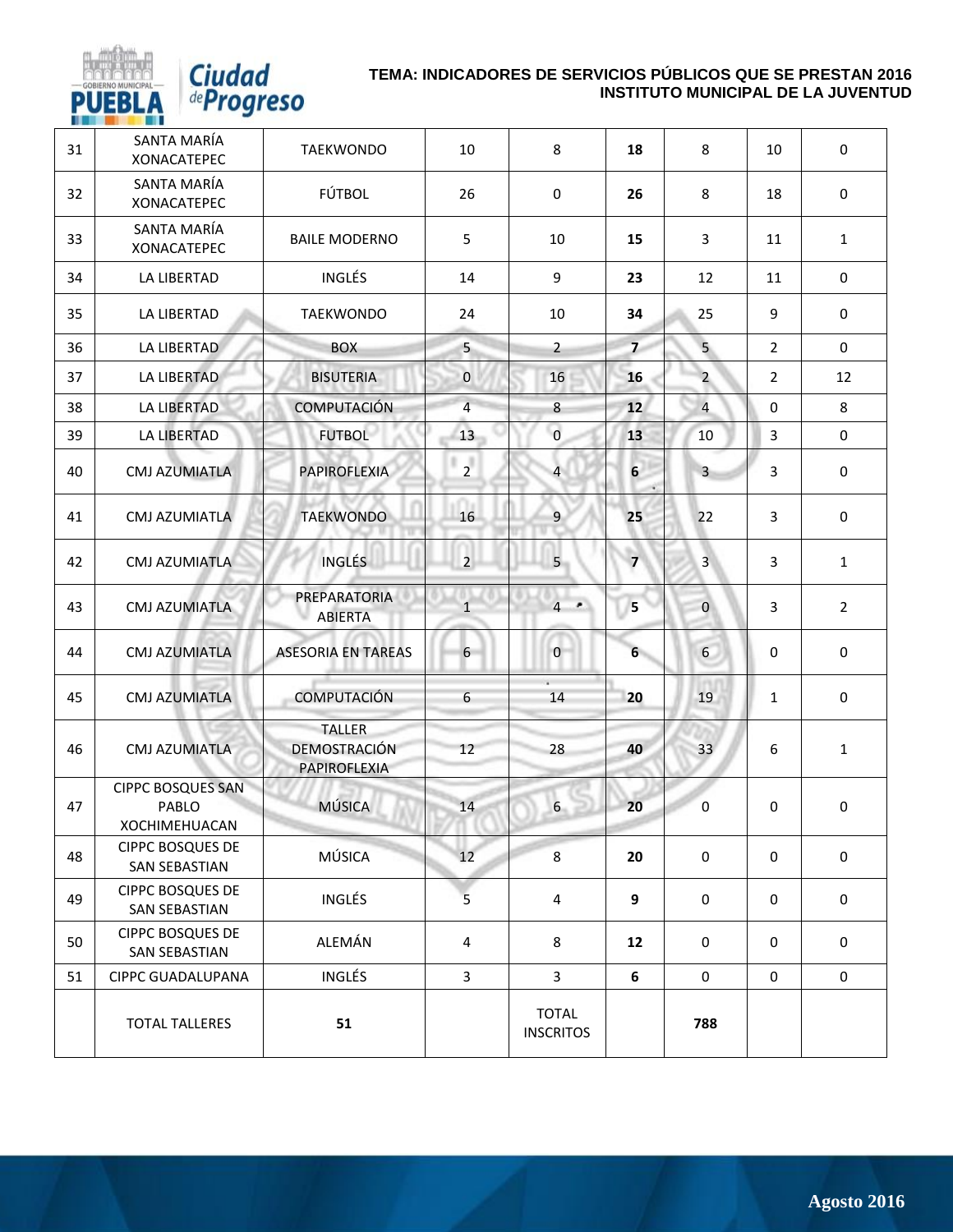**TEMA: INDICADORES DE SERVICIOS PÚBLICOS QUE SE PRESTAN 2016**
**INSTITUTO MUNICIPAL DE LA JUVENTUD**

| | | | | | | | | |
|---|---|---|---|---|---|---|---|---|
| 31 | SANTA MARÍA XONACATEPEC | TAEKWONDO | 10 | 8 | **18** | 8 | 10 | 0 |
| 32 | SANTA MARÍA XONACATEPEC | FÚTBOL | 26 | 0 | **26** | 8 | 18 | 0 |
| 33 | SANTA MARÍA XONACATEPEC | BAILE MODERNO | 5 | 10 | **15** | 3 | 11 | 1 |
| 34 | LA LIBERTAD | INGLÉS | 14 | 9 | **23** | 12 | 11 | 0 |
| 35 | LA LIBERTAD | TAEKWONDO | 24 | 10 | **34** | 25 | 9 | 0 |
| 36 | LA LIBERTAD | BOX | 5 | 2 | **7** | 5 | 2 | 0 |
| 37 | LA LIBERTAD | BISUTERIA | 0 | 16 | **16** | 2 | 2 | 12 |
| 38 | LA LIBERTAD | COMPUTACIÓN | 4 | 8 | **12** | 4 | 0 | 8 |
| 39 | LA LIBERTAD | FUTBOL | 13 | 0 | **13** | 10 | 3 | 0 |
| 40 | CMJ AZUMIATLA | PAPIROFLEXIA | 2 | 4 | **6** | 3 | 3 | 0 |
| 41 | CMJ AZUMIATLA | TAEKWONDO | 16 | 9 | **25** | 22 | 3 | 0 |
| 42 | CMJ AZUMIATLA | INGLÉS | 2 | 5 | **7** | 3 | 3 | 1 |
| 43 | CMJ AZUMIATLA | PREPARATORIA ABIERTA | 1 | 4 | **5** | 0 | 3 | 2 |
| 44 | CMJ AZUMIATLA | ASESORIA EN TAREAS | 6 | 0 | **6** | 6 | 0 | 0 |
| 45 | CMJ AZUMIATLA | COMPUTACIÓN | 6 | 14 | **20** | 19 | 1 | 0 |
| 46 | CMJ AZUMIATLA | TALLER DEMOSTRACIÓN PAPIROFLEXIA | 12 | 28 | **40** | 33 | 6 | 1 |
| 47 | CIPPC BOSQUES SAN PABLO XOCHIMEHUACAN | MÚSICA | 14 | 6 | **20** | 0 | 0 | 0 |
| 48 | CIPPC BOSQUES DE SAN SEBASTIAN | MÚSICA | 12 | 8 | **20** | 0 | 0 | 0 |
| 49 | CIPPC BOSQUES DE SAN SEBASTIAN | INGLÉS | 5 | 4 | **9** | 0 | 0 | 0 |
| 50 | CIPPC BOSQUES DE SAN SEBASTIAN | ALEMÁN | 4 | 8 | **12** | 0 | 0 | 0 |
| 51 | CIPPC GUADALUPANA | INGLÉS | 3 | 3 | **6** | 0 | 0 | 0 |
| | TOTAL TALLERES | **51** | | TOTAL INSCRITOS | | **788** | | |

Agosto 2016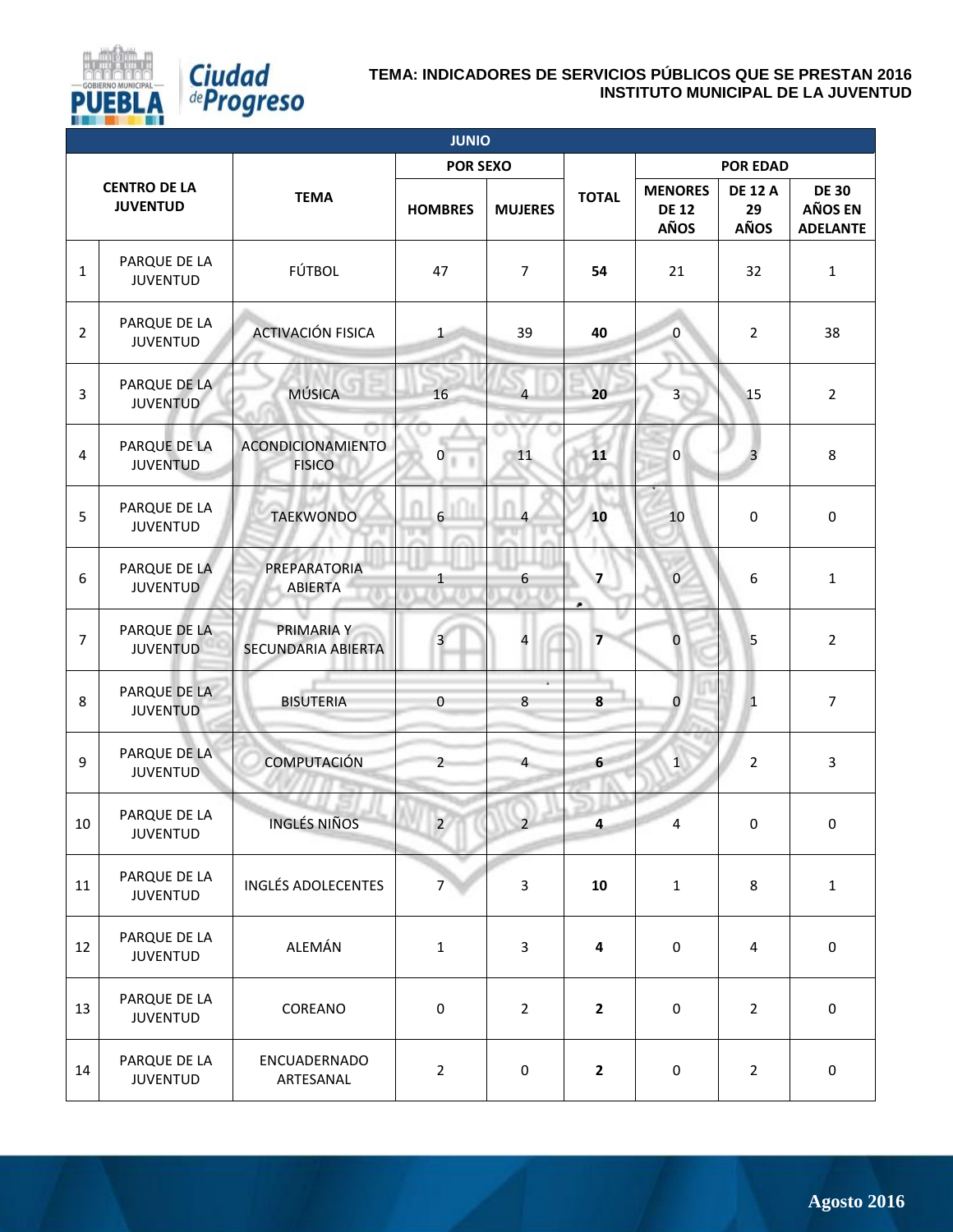**TEMA: INDICADORES DE SERVICIOS PÚBLICOS QUE SE PRESTAN 2016**
**INSTITUTO MUNICIPAL DE LA JUVENTUD**

| JUNIO | | | | | | | | |
|---|---|---|---|---|---|---|---|---|
| CENTRO DE LA JUVENTUD | | TEMA | POR SEXO | | TOTAL | POR EDAD | | |
| | | | HOMBRES | MUJERES | | MENORES DE 12 AÑOS | DE 12 A 29 AÑOS | DE 30 AÑOS EN ADELANTE |
| 1 | PARQUE DE LA JUVENTUD | FÚTBOL | 47 | 7 | **54** | 21 | 32 | 1 |
| 2 | PARQUE DE LA JUVENTUD | ACTIVACIÓN FISICA | 1 | 39 | **40** | 0 | 2 | 38 |
| 3 | PARQUE DE LA JUVENTUD | MÚSICA | 16 | 4 | **20** | 3 | 15 | 2 |
| 4 | PARQUE DE LA JUVENTUD | ACONDICIONAMIENTO FISICO | 0 | 11 | **11** | 0 | 3 | 8 |
| 5 | PARQUE DE LA JUVENTUD | TAEKWONDO | 6 | 4 | **10** | 10 | 0 | 0 |
| 6 | PARQUE DE LA JUVENTUD | PREPARATORIA ABIERTA | 1 | 6 | **7** | 0 | 6 | 1 |
| 7 | PARQUE DE LA JUVENTUD | PRIMARIA Y SECUNDARIA ABIERTA | 3 | 4 | **7** | 0 | 5 | 2 |
| 8 | PARQUE DE LA JUVENTUD | BISUTERIA | 0 | 8 | **8** | 0 | 1 | 7 |
| 9 | PARQUE DE LA JUVENTUD | COMPUTACIÓN | 2 | 4 | **6** | 1 | 2 | 3 |
| 10 | PARQUE DE LA JUVENTUD | INGLÉS NIÑOS | 2 | 2 | **4** | 4 | 0 | 0 |
| 11 | PARQUE DE LA JUVENTUD | INGLÉS ADOLECENTES | 7 | 3 | **10** | 1 | 8 | 1 |
| 12 | PARQUE DE LA JUVENTUD | ALEMÁN | 1 | 3 | **4** | 0 | 4 | 0 |
| 13 | PARQUE DE LA JUVENTUD | COREANO | 0 | 2 | **2** | 0 | 2 | 0 |
| 14 | PARQUE DE LA JUVENTUD | ENCUADERNADO ARTESANAL | 2 | 0 | **2** | 0 | 2 | 0 |

Agosto 2016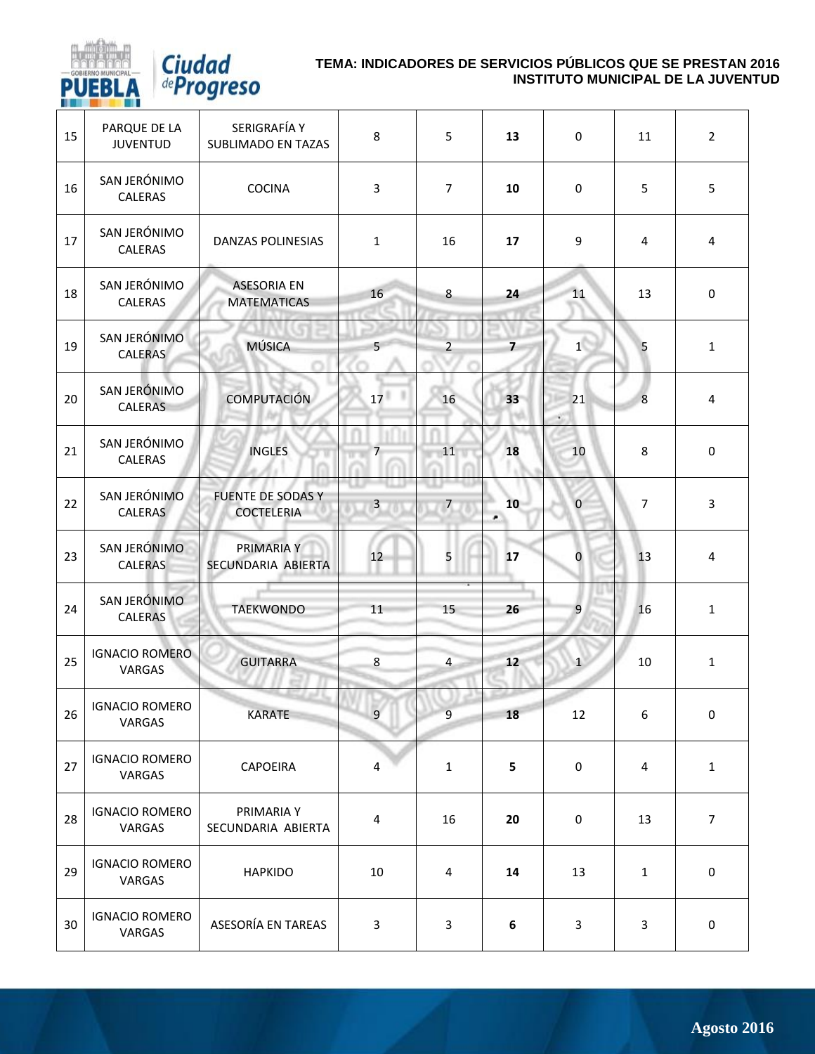| | | | | | | | | |
|---|---|---|---|---|---|---|---|---|
| 15 | PARQUE DE LA JUVENTUD | SERIGRAFÍA Y SUBLIMADO EN TAZAS | 8 | 5 | **13** | 0 | 11 | 2 |
| 16 | SAN JERÓNIMO CALERAS | COCINA | 3 | 7 | **10** | 0 | 5 | 5 |
| 17 | SAN JERÓNIMO CALERAS | DANZAS POLINESIAS | 1 | 16 | **17** | 9 | 4 | 4 |
| 18 | SAN JERÓNIMO CALERAS | ASESORIA EN MATEMATICAS | 16 | 8 | **24** | 11 | 13 | 0 |
| 19 | SAN JERÓNIMO CALERAS | MÚSICA | 5 | 2 | **7** | 1 | 5 | 1 |
| 20 | SAN JERÓNIMO CALERAS | COMPUTACIÓN | 17 | 16 | **33** | 21 | 8 | 4 |
| 21 | SAN JERÓNIMO CALERAS | INGLES | 7 | 11 | **18** | 10 | 8 | 0 |
| 22 | SAN JERÓNIMO CALERAS | FUENTE DE SODAS Y COCTELERIA | 3 | 7 | **10** | 0 | 7 | 3 |
| 23 | SAN JERÓNIMO CALERAS | PRIMARIA Y SECUNDARIA ABIERTA | 12 | 5 | **17** | 0 | 13 | 4 |
| 24 | SAN JERÓNIMO CALERAS | TAEKWONDO | 11 | 15 | **26** | 9 | 16 | 1 |
| 25 | IGNACIO ROMERO VARGAS | GUITARRA | 8 | 4 | **12** | 1 | 10 | 1 |
| 26 | IGNACIO ROMERO VARGAS | KARATE | 9 | 9 | **18** | 12 | 6 | 0 |
| 27 | IGNACIO ROMERO VARGAS | CAPOEIRA | 4 | 1 | **5** | 0 | 4 | 1 |
| 28 | IGNACIO ROMERO VARGAS | PRIMARIA Y SECUNDARIA ABIERTA | 4 | 16 | **20** | 0 | 13 | 7 |
| 29 | IGNACIO ROMERO VARGAS | HAPKIDO | 10 | 4 | **14** | 13 | 1 | 0 |
| 30 | IGNACIO ROMERO VARGAS | ASESORÍA EN TAREAS | 3 | 3 | **6** | 3 | 3 | 0 |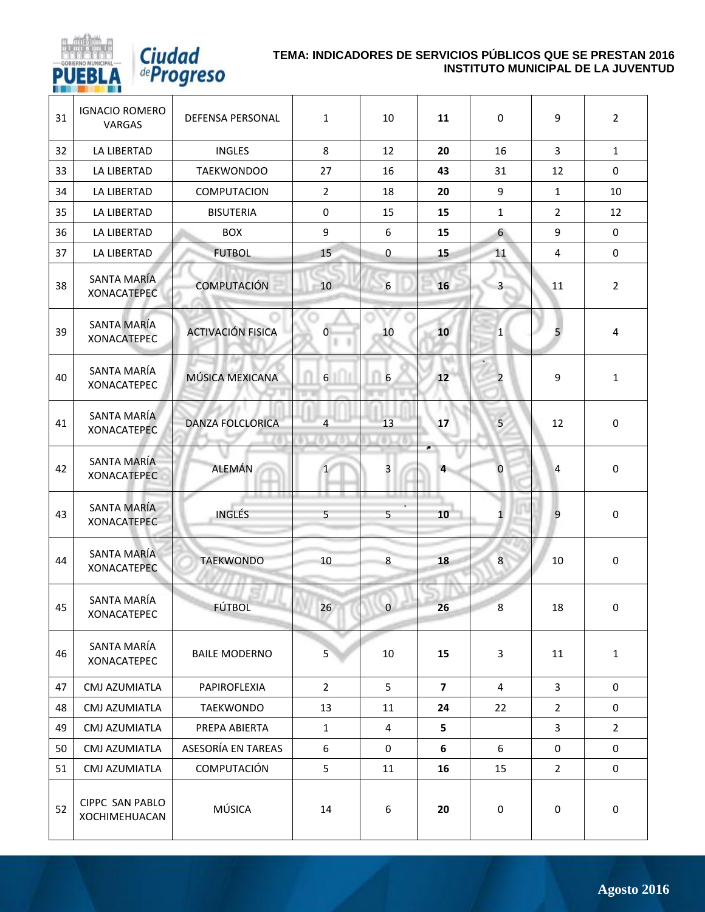**TEMA: INDICADORES DE SERVICIOS PÚBLICOS QUE SE PRESTAN 2016**
**INSTITUTO MUNICIPAL DE LA JUVENTUD**

| | | | | | | | | |
|---|---|---|---|---|---|---|---|---|
| 31 | IGNACIO ROMERO VARGAS | DEFENSA PERSONAL | 1 | 10 | **11** | 0 | 9 | 2 |
| 32 | LA LIBERTAD | INGLES | 8 | 12 | **20** | 16 | 3 | 1 |
| 33 | LA LIBERTAD | TAEKWONDOO | 27 | 16 | **43** | 31 | 12 | 0 |
| 34 | LA LIBERTAD | COMPUTACION | 2 | 18 | **20** | 9 | 1 | 10 |
| 35 | LA LIBERTAD | BISUTERIA | 0 | 15 | **15** | 1 | 2 | 12 |
| 36 | LA LIBERTAD | BOX | 9 | 6 | **15** | 6 | 9 | 0 |
| 37 | LA LIBERTAD | FUTBOL | 15 | 0 | **15** | 11 | 4 | 0 |
| 38 | SANTA MARÍA XONACATEPEC | COMPUTACIÓN | 10 | 6 | **16** | 3 | 11 | 2 |
| 39 | SANTA MARÍA XONACATEPEC | ACTIVACIÓN FISICA | 0 | 10 | **10** | 1 | 5 | 4 |
| 40 | SANTA MARÍA XONACATEPEC | MÚSICA MEXICANA | 6 | 6 | **12** | 2 | 9 | 1 |
| 41 | SANTA MARÍA XONACATEPEC | DANZA FOLCLORICA | 4 | 13 | **17** | 5 | 12 | 0 |
| 42 | SANTA MARÍA XONACATEPEC | ALEMÁN | 1 | 3 | **4** | 0 | 4 | 0 |
| 43 | SANTA MARÍA XONACATEPEC | INGLÉS | 5 | 5 | **10** | 1 | 9 | 0 |
| 44 | SANTA MARÍA XONACATEPEC | TAEKWONDO | 10 | 8 | **18** | 8 | 10 | 0 |
| 45 | SANTA MARÍA XONACATEPEC | FÚTBOL | 26 | 0 | **26** | 8 | 18 | 0 |
| 46 | SANTA MARÍA XONACATEPEC | BAILE MODERNO | 5 | 10 | **15** | 3 | 11 | 1 |
| 47 | CMJ AZUMIATLA | PAPIROFLEXIA | 2 | 5 | **7** | 4 | 3 | 0 |
| 48 | CMJ AZUMIATLA | TAEKWONDO | 13 | 11 | **24** | 22 | 2 | 0 |
| 49 | CMJ AZUMIATLA | PREPA ABIERTA | 1 | 4 | **5** | | 3 | 2 |
| 50 | CMJ AZUMIATLA | ASESORÍA EN TAREAS | 6 | 0 | **6** | 6 | 0 | 0 |
| 51 | CMJ AZUMIATLA | COMPUTACIÓN | 5 | 11 | **16** | 15 | 2 | 0 |
| 52 | CIPPC SAN PABLO XOCHIMEHUACAN | MÚSICA | 14 | 6 | **20** | 0 | 0 | 0 |

Agosto 2016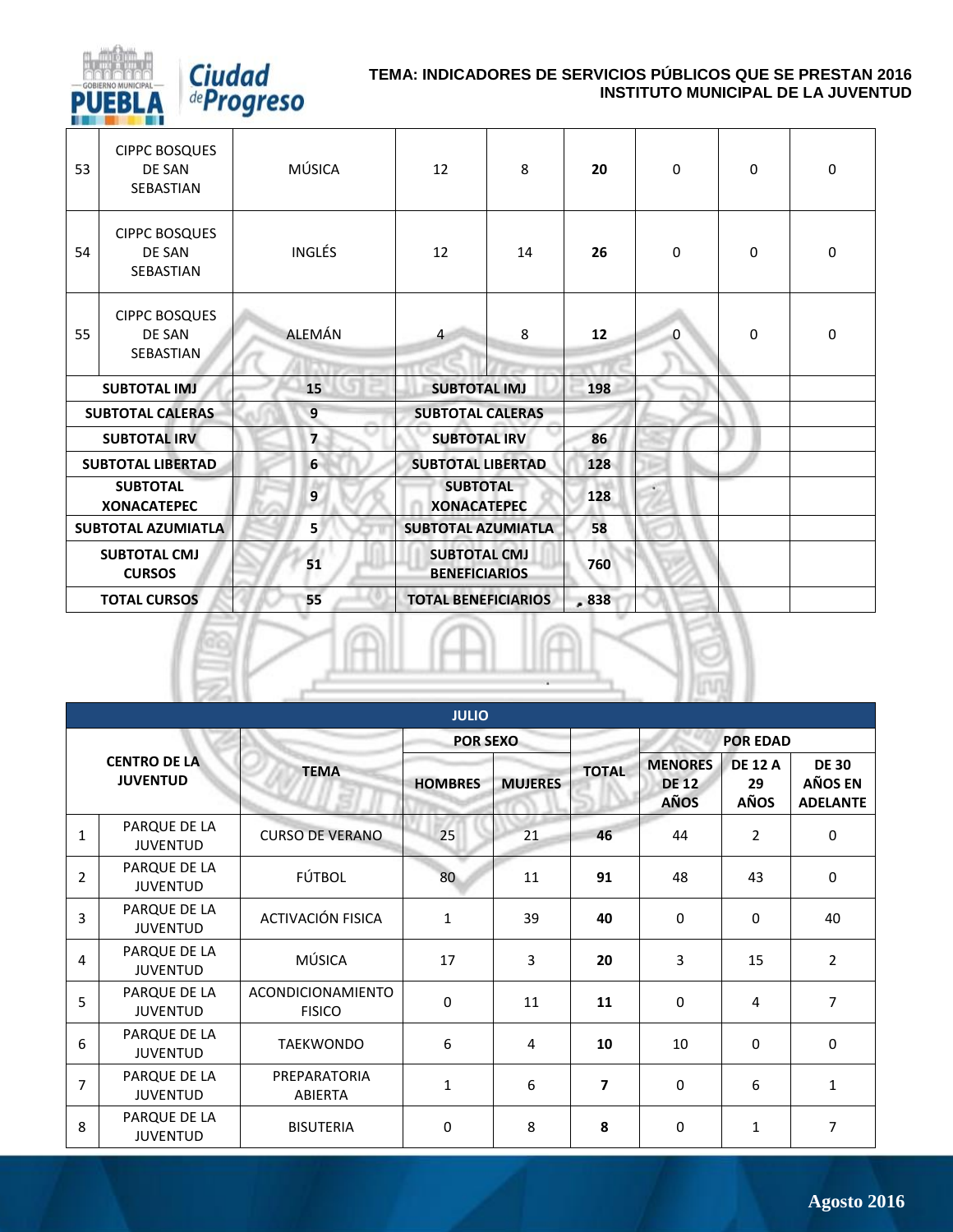# TEMA: INDICADORES DE SERVICIOS PÚBLICOS QUE SE PRESTAN 2016
## INSTITUTO MUNICIPAL DE LA JUVENTUD

| | | | | | | | | |
|---|---|---|---|---|---|---|---|---|
| 53 | CIPPC BOSQUES DE SAN SEBASTIAN | MÚSICA | 12 | 8 | **20** | 0 | 0 | 0 |
| 54 | CIPPC BOSQUES DE SAN SEBASTIAN | INGLÉS | 12 | 14 | **26** | 0 | 0 | 0 |
| 55 | CIPPC BOSQUES DE SAN SEBASTIAN | ALEMÁN | 4 | 8 | **12** | 0 | 0 | 0 |
| **SUBTOTAL IMJ** | | **15** | **SUBTOTAL IMJ** | | **198** | | | |
| **SUBTOTAL CALERAS** | | **9** | **SUBTOTAL CALERAS** | | | | | |
| **SUBTOTAL IRV** | | **7** | **SUBTOTAL IRV** | | **86** | | | |
| **SUBTOTAL LIBERTAD** | | **6** | **SUBTOTAL LIBERTAD** | | **128** | | | |
| **SUBTOTAL XONACATEPEC** | | **9** | **SUBTOTAL XONACATEPEC** | | **128** | | | |
| **SUBTOTAL AZUMIATLA** | | **5** | **SUBTOTAL AZUMIATLA** | | **58** | | | |
| **SUBTOTAL CMJ CURSOS** | | **51** | **SUBTOTAL CMJ BENEFICIARIOS** | | **760** | | | |
| **TOTAL CURSOS** | | **55** | **TOTAL BENEFICIARIOS** | | **838** | | | |

| **JULIO** | | | | | | | | |
|---|---|---|---|---|---|---|---|---|
| **CENTRO DE LA JUVENTUD** | | **TEMA** | **POR SEXO** | | **TOTAL** | **POR EDAD** | | |
| | | | **HOMBRES** | **MUJERES** | | **MENORES DE 12 AÑOS** | **DE 12 A 29 AÑOS** | **DE 30 AÑOS EN ADELANTE** |
| 1 | PARQUE DE LA JUVENTUD | CURSO DE VERANO | 25 | 21 | **46** | 44 | 2 | 0 |
| 2 | PARQUE DE LA JUVENTUD | FÚTBOL | 80 | 11 | **91** | 48 | 43 | 0 |
| 3 | PARQUE DE LA JUVENTUD | ACTIVACIÓN FISICA | 1 | 39 | **40** | 0 | 0 | 40 |
| 4 | PARQUE DE LA JUVENTUD | MÚSICA | 17 | 3 | **20** | 3 | 15 | 2 |
| 5 | PARQUE DE LA JUVENTUD | ACONDICIONAMIENTO FISICO | 0 | 11 | **11** | 0 | 4 | 7 |
| 6 | PARQUE DE LA JUVENTUD | TAEKWONDO | 6 | 4 | **10** | 10 | 0 | 0 |
| 7 | PARQUE DE LA JUVENTUD | PREPARATORIA ABIERTA | 1 | 6 | **7** | 0 | 6 | 1 |
| 8 | PARQUE DE LA JUVENTUD | BISUTERIA | 0 | 8 | **8** | 0 | 1 | 7 |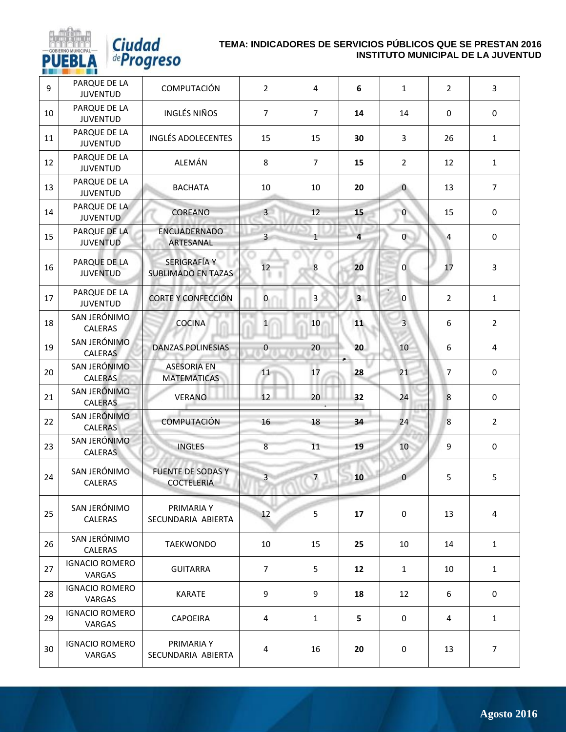**TEMA: INDICADORES DE SERVICIOS PÚBLICOS QUE SE PRESTAN 2016**
**INSTITUTO MUNICIPAL DE LA JUVENTUD**

| | | | | | | | | |
|---|---|---|---|---|---|---|---|---|
| 9 | PARQUE DE LA JUVENTUD | COMPUTACIÓN | 2 | 4 | **6** | 1 | 2 | 3 |
| 10 | PARQUE DE LA JUVENTUD | INGLÉS NIÑOS | 7 | 7 | **14** | 14 | 0 | 0 |
| 11 | PARQUE DE LA JUVENTUD | INGLÉS ADOLECENTES | 15 | 15 | **30** | 3 | 26 | 1 |
| 12 | PARQUE DE LA JUVENTUD | ALEMÁN | 8 | 7 | **15** | 2 | 12 | 1 |
| 13 | PARQUE DE LA JUVENTUD | BACHATA | 10 | 10 | **20** | 0 | 13 | 7 |
| 14 | PARQUE DE LA JUVENTUD | COREANO | 3 | 12 | **15** | 0 | 15 | 0 |
| 15 | PARQUE DE LA JUVENTUD | ENCUADERNADO ARTESANAL | 3 | 1 | **4** | 0 | 4 | 0 |
| 16 | PARQUE DE LA JUVENTUD | SERIGRAFÍA Y SUBLIMADO EN TAZAS | 12 | 8 | **20** | 0 | 17 | 3 |
| 17 | PARQUE DE LA JUVENTUD | CORTE Y CONFECCIÓN | 0 | 3 | **3** | 0 | 2 | 1 |
| 18 | SAN JERÓNIMO CALERAS | COCINA | 1 | 10 | **11** | 3 | 6 | 2 |
| 19 | SAN JERÓNIMO CALERAS | DANZAS POLINESIAS | 0 | 20 | **20** | 10 | 6 | 4 |
| 20 | SAN JERÓNIMO CALERAS | ASESORIA EN MATEMATICAS | 11 | 17 | **28** | 21 | 7 | 0 |
| 21 | SAN JERÓNIMO CALERAS | VERANO | 12 | 20 | **32** | 24 | 8 | 0 |
| 22 | SAN JERÓNIMO CALERAS | COMPUTACIÓN | 16 | 18 | **34** | 24 | 8 | 2 |
| 23 | SAN JERÓNIMO CALERAS | INGLES | 8 | 11 | **19** | 10 | 9 | 0 |
| 24 | SAN JERÓNIMO CALERAS | FUENTE DE SODAS Y COCTELERIA | 3 | 7 | **10** | 0 | 5 | 5 |
| 25 | SAN JERÓNIMO CALERAS | PRIMARIA Y SECUNDARIA ABIERTA | 12 | 5 | **17** | 0 | 13 | 4 |
| 26 | SAN JERÓNIMO CALERAS | TAEKWONDO | 10 | 15 | **25** | 10 | 14 | 1 |
| 27 | IGNACIO ROMERO VARGAS | GUITARRA | 7 | 5 | **12** | 1 | 10 | 1 |
| 28 | IGNACIO ROMERO VARGAS | KARATE | 9 | 9 | **18** | 12 | 6 | 0 |
| 29 | IGNACIO ROMERO VARGAS | CAPOEIRA | 4 | 1 | **5** | 0 | 4 | 1 |
| 30 | IGNACIO ROMERO VARGAS | PRIMARIA Y SECUNDARIA ABIERTA | 4 | 16 | **20** | 0 | 13 | 7 |

Agosto 2016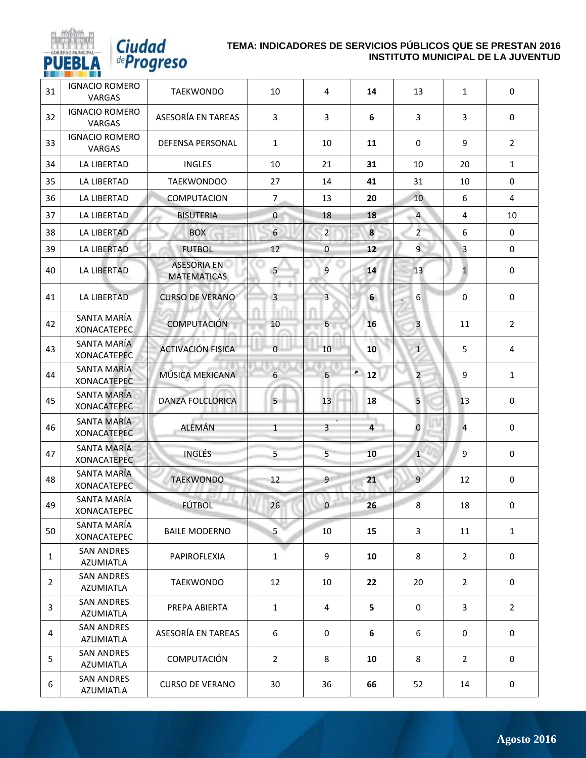**TEMA: INDICADORES DE SERVICIOS PÚBLICOS QUE SE PRESTAN 2016**
**INSTITUTO MUNICIPAL DE LA JUVENTUD**

| | | | | | | | | |
|---|---|---|---|---|---|---|---|---|
| 31 | IGNACIO ROMERO VARGAS | TAEKWONDO | 10 | 4 | **14** | 13 | 1 | 0 |
| 32 | IGNACIO ROMERO VARGAS | ASESORÍA EN TAREAS | 3 | 3 | **6** | 3 | 3 | 0 |
| 33 | IGNACIO ROMERO VARGAS | DEFENSA PERSONAL | 1 | 10 | **11** | 0 | 9 | 2 |
| 34 | LA LIBERTAD | INGLES | 10 | 21 | **31** | 10 | 20 | 1 |
| 35 | LA LIBERTAD | TAEKWONDOO | 27 | 14 | **41** | 31 | 10 | 0 |
| 36 | LA LIBERTAD | COMPUTACION | 7 | 13 | **20** | 10 | 6 | 4 |
| 37 | LA LIBERTAD | BISUTERIA | 0 | 18 | **18** | 4 | 4 | 10 |
| 38 | LA LIBERTAD | BOX | 6 | 2 | **8** | 2 | 6 | 0 |
| 39 | LA LIBERTAD | FUTBOL | 12 | 0 | **12** | 9 | 3 | 0 |
| 40 | LA LIBERTAD | ASESORIA EN MATEMATICAS | 5 | 9 | **14** | 13 | 1 | 0 |
| 41 | LA LIBERTAD | CURSO DE VERANO | 3 | 3 | **6** | 6 | 0 | 0 |
| 42 | SANTA MARÍA XONACATEPEC | COMPUTACIÓN | 10 | 6 | **16** | 3 | 11 | 2 |
| 43 | SANTA MARÍA XONACATEPEC | ACTIVACIÓN FISICA | 0 | 10 | **10** | 1 | 5 | 4 |
| 44 | SANTA MARÍA XONACATEPEC | MÚSICA MEXICANA | 6 | 6 | **12** | 2 | 9 | 1 |
| 45 | SANTA MARÍA XONACATEPEC | DANZA FOLCLORICA | 5 | 13 | **18** | 5 | 13 | 0 |
| 46 | SANTA MARÍA XONACATEPEC | ALEMÁN | 1 | 3 | **4** | 0 | 4 | 0 |
| 47 | SANTA MARÍA XONACATEPEC | INGLÉS | 5 | 5 | **10** | 1 | 9 | 0 |
| 48 | SANTA MARÍA XONACATEPEC | TAEKWONDO | 12 | 9 | **21** | 9 | 12 | 0 |
| 49 | SANTA MARÍA XONACATEPEC | FÚTBOL | 26 | 0 | **26** | 8 | 18 | 0 |
| 50 | SANTA MARÍA XONACATEPEC | BAILE MODERNO | 5 | 10 | **15** | 3 | 11 | 1 |
| 1 | SAN ANDRES AZUMIATLA | PAPIROFLEXIA | 1 | 9 | **10** | 8 | 2 | 0 |
| 2 | SAN ANDRES AZUMIATLA | TAEKWONDO | 12 | 10 | **22** | 20 | 2 | 0 |
| 3 | SAN ANDRES AZUMIATLA | PREPA ABIERTA | 1 | 4 | **5** | 0 | 3 | 2 |
| 4 | SAN ANDRES AZUMIATLA | ASESORÍA EN TAREAS | 6 | 0 | **6** | 6 | 0 | 0 |
| 5 | SAN ANDRES AZUMIATLA | COMPUTACIÓN | 2 | 8 | **10** | 8 | 2 | 0 |
| 6 | SAN ANDRES AZUMIATLA | CURSO DE VERANO | 30 | 36 | **66** | 52 | 14 | 0 |

Agosto 2016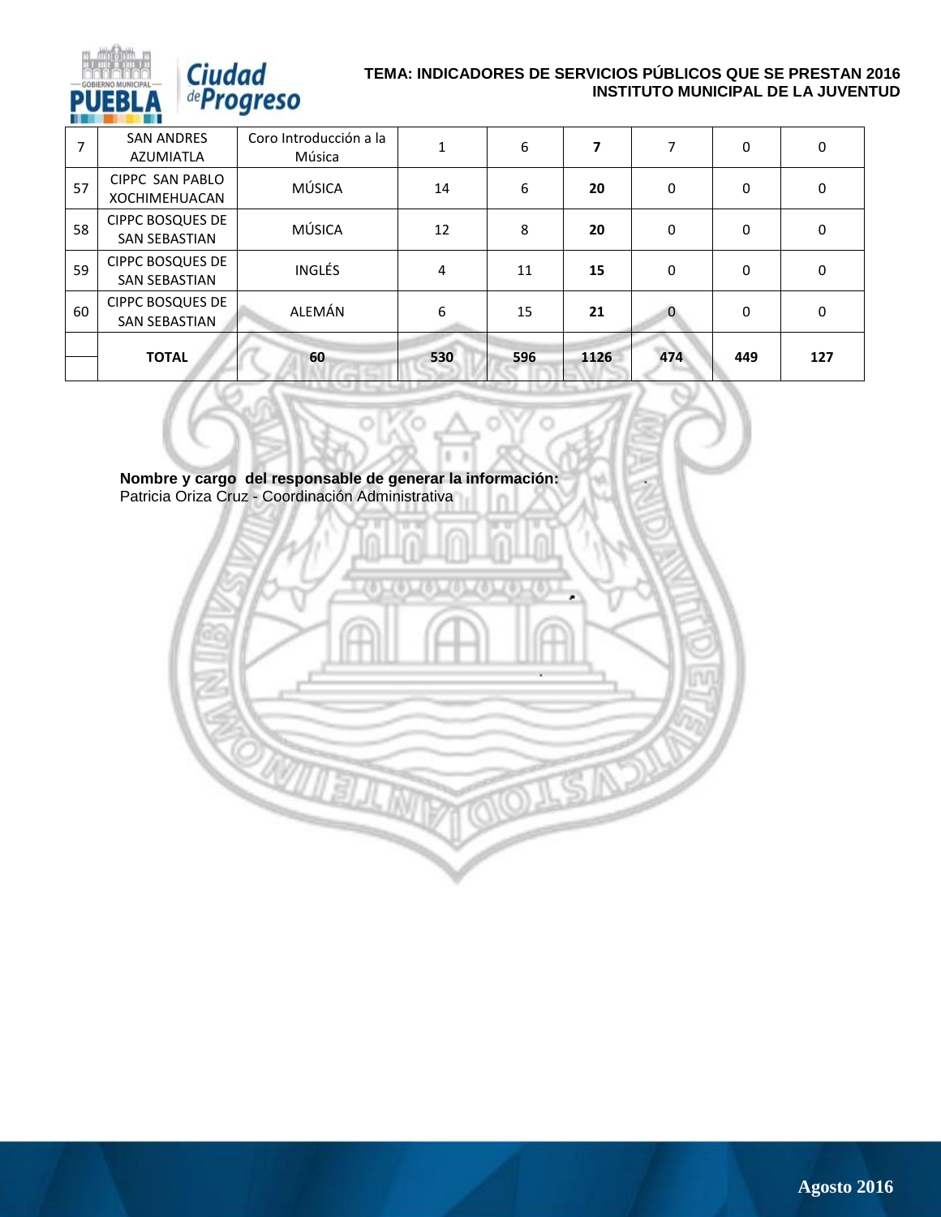| | | | | | | | | |
|---|---|---|---|---|---|---|---|---|
| 7 | SAN ANDRES AZUMIATLA | Coro Introducción a la Música | 1 | 6 | **7** | 7 | 0 | 0 |
| 57 | CIPPC SAN PABLO XOCHIMEHUACAN | MÚSICA | 14 | 6 | **20** | 0 | 0 | 0 |
| 58 | CIPPC BOSQUES DE SAN SEBASTIAN | MÚSICA | 12 | 8 | **20** | 0 | 0 | 0 |
| 59 | CIPPC BOSQUES DE SAN SEBASTIAN | INGLÉS | 4 | 11 | **15** | 0 | 0 | 0 |
| 60 | CIPPC BOSQUES DE SAN SEBASTIAN | ALEMÁN | 6 | 15 | **21** | 0 | 0 | 0 |
| | **TOTAL** | **60** | **530** | **596** | **1126** | **474** | **449** | **127** |

**Nombre y cargo del responsable de generar la información:**
Patricia Oriza Cruz - Coordinación Administrativa